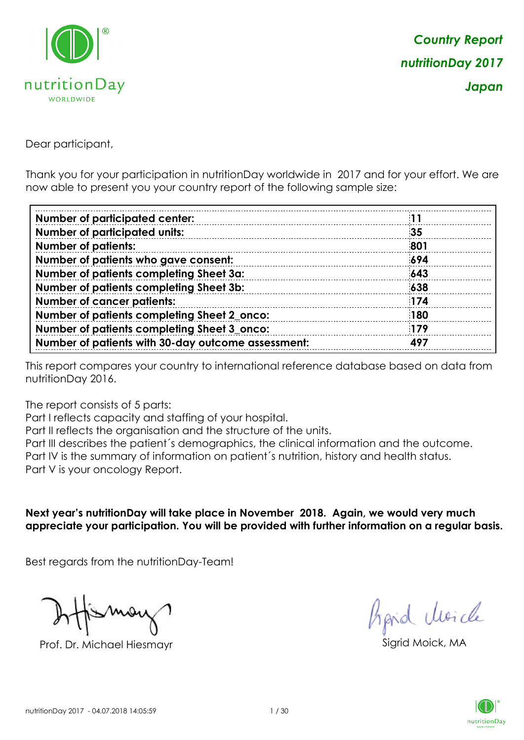*Country Report*
*nutritionDay 2017*
*Japan*

Dear participant,

Thank you for your participation in nutritionDay worldwide in 2017 and for your effort. We are now able to present you your country report of the following sample size:

| | |
|---|---|
| **Number of participated center:** | **11** |
| **Number of participated units:** | **35** |
| **Number of patients:** | **801** |
| **Number of patients who gave consent:** | **694** |
| **Number of patients completing Sheet 3a:** | **643** |
| **Number of patients completing Sheet 3b:** | **638** |
| **Number of cancer patients:** | **174** |
| **Number of patients completing Sheet 2_onco:** | **180** |
| **Number of patients completing Sheet 3_onco:** | **179** |
| **Number of patients with 30-day outcome assessment:** | **497** |

This report compares your country to international reference database based on data from nutritionDay 2016.

The report consists of 5 parts:
Part I reflects capacity and staffing of your hospital.
Part II reflects the organisation and the structure of the units.
Part III describes the patient´s demographics, the clinical information and the outcome.
Part IV is the summary of information on patient´s nutrition, history and health status.
Part V is your oncology Report.

**Next year's nutritionDay will take place in November 2018. Again, we would very much appreciate your participation. You will be provided with further information on a regular basis.**

Best regards from the nutritionDay-Team!

Prof. Dr. Michael Hiesmayr

Sigrid Moick, MA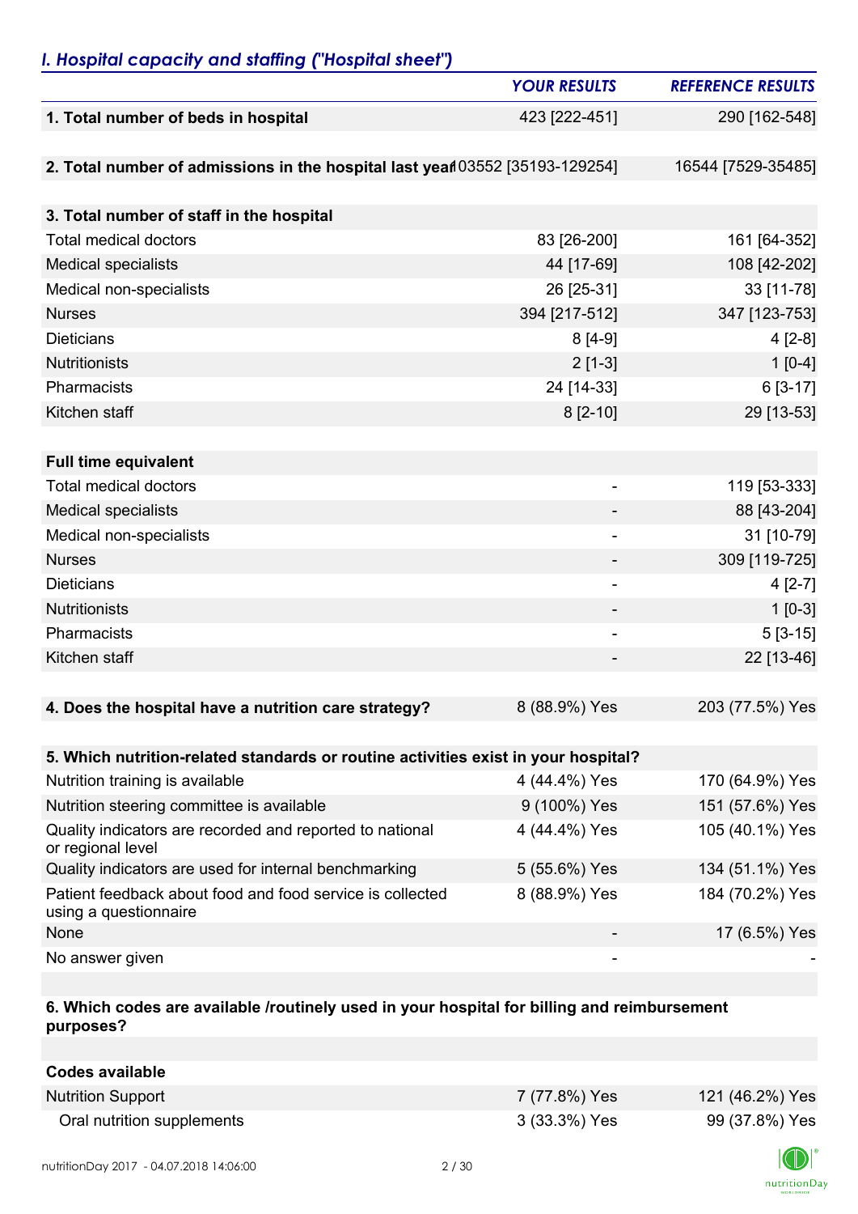## *I. Hospital capacity and staffing ("Hospital sheet")*

| | YOUR RESULTS | REFERENCE RESULTS |
|---|---|---|
| **1. Total number of beds in hospital** | 423 [222-451] | 290 [162-548] |
| | | |
| **2. Total number of admissions in the hospital last year** | 103552 [35193-129254] | 16544 [7529-35485] |
| | | |
| **3. Total number of staff in the hospital** | | |
| Total medical doctors | 83 [26-200] | 161 [64-352] |
| Medical specialists | 44 [17-69] | 108 [42-202] |
| Medical non-specialists | 26 [25-31] | 33 [11-78] |
| Nurses | 394 [217-512] | 347 [123-753] |
| Dieticians | 8 [4-9] | 4 [2-8] |
| Nutritionists | 2 [1-3] | 1 [0-4] |
| Pharmacists | 24 [14-33] | 6 [3-17] |
| Kitchen staff | 8 [2-10] | 29 [13-53] |
| | | |
| **Full time equivalent** | | |
| Total medical doctors | - | 119 [53-333] |
| Medical specialists | - | 88 [43-204] |
| Medical non-specialists | - | 31 [10-79] |
| Nurses | - | 309 [119-725] |
| Dieticians | - | 4 [2-7] |
| Nutritionists | - | 1 [0-3] |
| Pharmacists | - | 5 [3-15] |
| Kitchen staff | - | 22 [13-46] |
| | | |
| **4. Does the hospital have a nutrition care strategy?** | 8 (88.9%) Yes | 203 (77.5%) Yes |
| | | |
| **5. Which nutrition-related standards or routine activities exist in your hospital?** | | |
| Nutrition training is available | 4 (44.4%) Yes | 170 (64.9%) Yes |
| Nutrition steering committee is available | 9 (100%) Yes | 151 (57.6%) Yes |
| Quality indicators are recorded and reported to national or regional level | 4 (44.4%) Yes | 105 (40.1%) Yes |
| Quality indicators are used for internal benchmarking | 5 (55.6%) Yes | 134 (51.1%) Yes |
| Patient feedback about food and food service is collected using a questionnaire | 8 (88.9%) Yes | 184 (70.2%) Yes |
| None | - | 17 (6.5%) Yes |
| No answer given | - | - |
| | | |
| **6. Which codes are available /routinely used in your hospital for billing and reimbursement purposes?** | | |
| | | |
| **Codes available** | | |
| Nutrition Support | 7 (77.8%) Yes | 121 (46.2%) Yes |
| Oral nutrition supplements | 3 (33.3%) Yes | 99 (37.8%) Yes |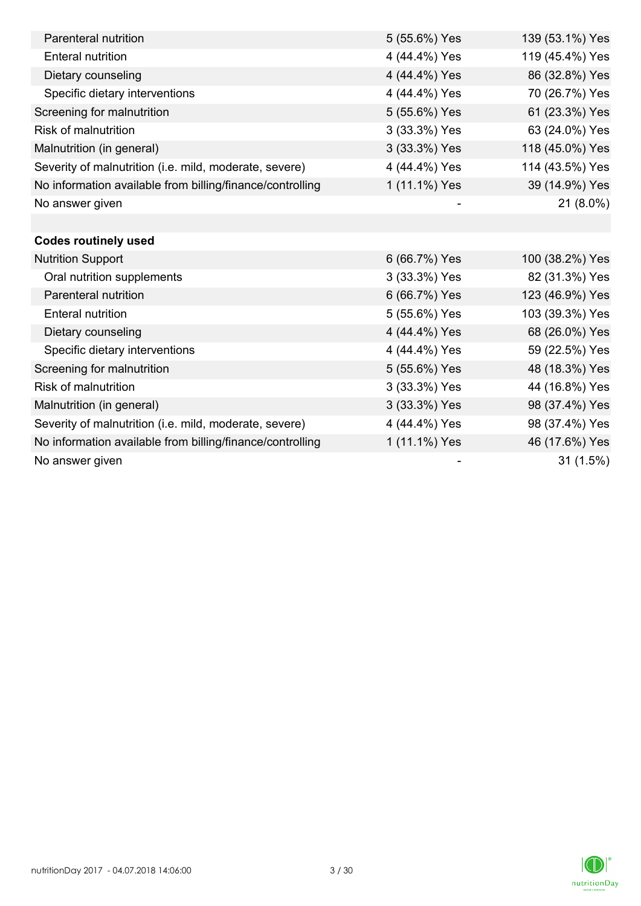| | | |
|---|---|---|
| Parenteral nutrition | 5 (55.6%) Yes | 139 (53.1%) Yes |
| Enteral nutrition | 4 (44.4%) Yes | 119 (45.4%) Yes |
| Dietary counseling | 4 (44.4%) Yes | 86 (32.8%) Yes |
| Specific dietary interventions | 4 (44.4%) Yes | 70 (26.7%) Yes |
| Screening for malnutrition | 5 (55.6%) Yes | 61 (23.3%) Yes |
| Risk of malnutrition | 3 (33.3%) Yes | 63 (24.0%) Yes |
| Malnutrition (in general) | 3 (33.3%) Yes | 118 (45.0%) Yes |
| Severity of malnutrition (i.e. mild, moderate, severe) | 4 (44.4%) Yes | 114 (43.5%) Yes |
| No information available from billing/finance/controlling | 1 (11.1%) Yes | 39 (14.9%) Yes |
| No answer given | - | 21 (8.0%) |
| | | |
| **Codes routinely used** | | |
| Nutrition Support | 6 (66.7%) Yes | 100 (38.2%) Yes |
| Oral nutrition supplements | 3 (33.3%) Yes | 82 (31.3%) Yes |
| Parenteral nutrition | 6 (66.7%) Yes | 123 (46.9%) Yes |
| Enteral nutrition | 5 (55.6%) Yes | 103 (39.3%) Yes |
| Dietary counseling | 4 (44.4%) Yes | 68 (26.0%) Yes |
| Specific dietary interventions | 4 (44.4%) Yes | 59 (22.5%) Yes |
| Screening for malnutrition | 5 (55.6%) Yes | 48 (18.3%) Yes |
| Risk of malnutrition | 3 (33.3%) Yes | 44 (16.8%) Yes |
| Malnutrition (in general) | 3 (33.3%) Yes | 98 (37.4%) Yes |
| Severity of malnutrition (i.e. mild, moderate, severe) | 4 (44.4%) Yes | 98 (37.4%) Yes |
| No information available from billing/finance/controlling | 1 (11.1%) Yes | 46 (17.6%) Yes |
| No answer given | - | 31 (1.5%) |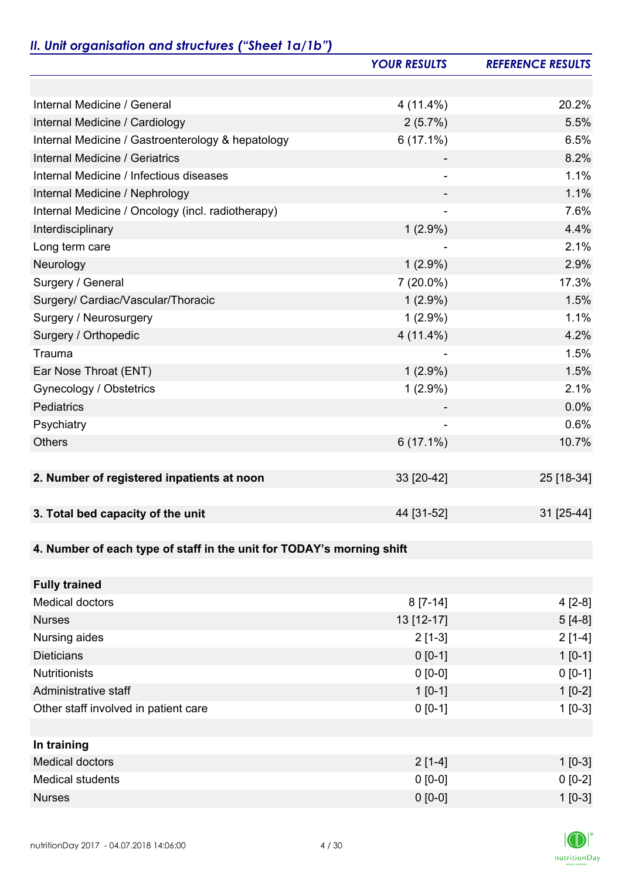## *II. Unit organisation and structures ("Sheet 1a/1b")*

| | *YOUR RESULTS* | *REFERENCE RESULTS* |
|---|---|---|
| | | |
| Internal Medicine / General | 4 (11.4%) | 20.2% |
| Internal Medicine / Cardiology | 2 (5.7%) | 5.5% |
| Internal Medicine / Gastroenterology & hepatology | 6 (17.1%) | 6.5% |
| Internal Medicine / Geriatrics | - | 8.2% |
| Internal Medicine / Infectious diseases | - | 1.1% |
| Internal Medicine / Nephrology | - | 1.1% |
| Internal Medicine / Oncology (incl. radiotherapy) | - | 7.6% |
| Interdisciplinary | 1 (2.9%) | 4.4% |
| Long term care | - | 2.1% |
| Neurology | 1 (2.9%) | 2.9% |
| Surgery / General | 7 (20.0%) | 17.3% |
| Surgery/ Cardiac/Vascular/Thoracic | 1 (2.9%) | 1.5% |
| Surgery / Neurosurgery | 1 (2.9%) | 1.1% |
| Surgery / Orthopedic | 4 (11.4%) | 4.2% |
| Trauma | - | 1.5% |
| Ear Nose Throat (ENT) | 1 (2.9%) | 1.5% |
| Gynecology / Obstetrics | 1 (2.9%) | 2.1% |
| Pediatrics | - | 0.0% |
| Psychiatry | - | 0.6% |
| Others | 6 (17.1%) | 10.7% |
| | | |
| **2. Number of registered inpatients at noon** | 33 [20-42] | 25 [18-34] |
| | | |
| **3. Total bed capacity of the unit** | 44 [31-52] | 31 [25-44] |
| | | |
| **4. Number of each type of staff in the unit for TODAY's morning shift** | | |
| | | |
| **Fully trained** | | |
| Medical doctors | 8 [7-14] | 4 [2-8] |
| Nurses | 13 [12-17] | 5 [4-8] |
| Nursing aides | 2 [1-3] | 2 [1-4] |
| Dieticians | 0 [0-1] | 1 [0-1] |
| Nutritionists | 0 [0-0] | 0 [0-1] |
| Administrative staff | 1 [0-1] | 1 [0-2] |
| Other staff involved in patient care | 0 [0-1] | 1 [0-3] |
| | | |
| **In training** | | |
| Medical doctors | 2 [1-4] | 1 [0-3] |
| Medical students | 0 [0-0] | 0 [0-2] |
| Nurses | 0 [0-0] | 1 [0-3] |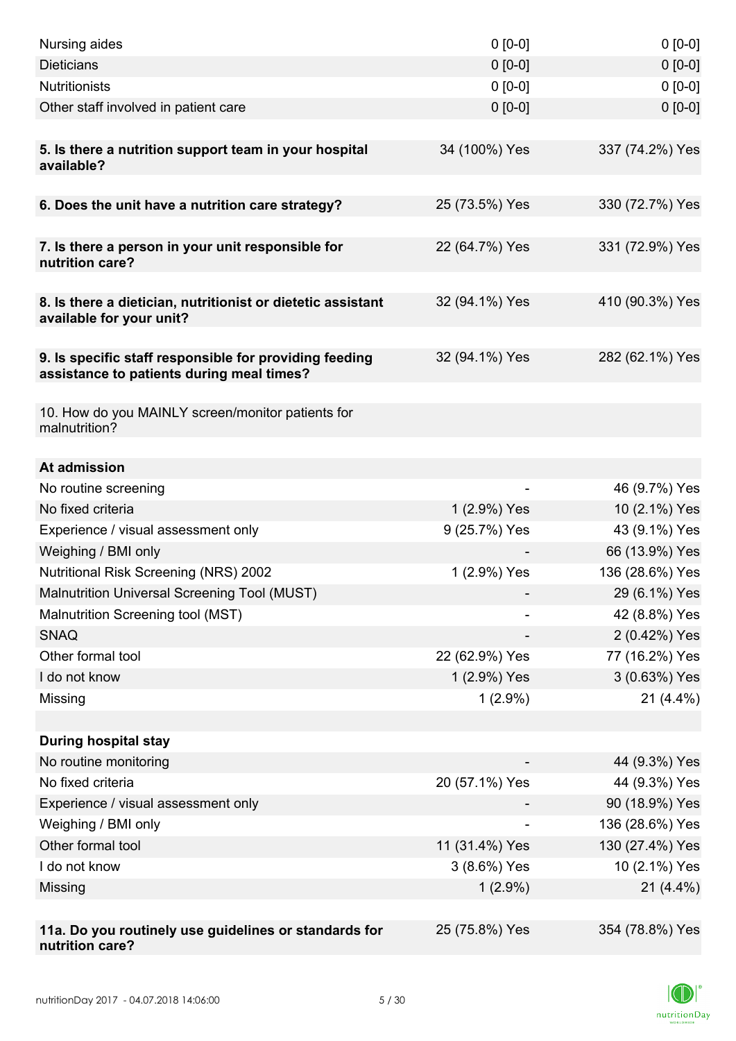| | | |
|---|---|---|
| Nursing aides | 0 [0-0] | 0 [0-0] |
| Dieticians | 0 [0-0] | 0 [0-0] |
| Nutritionists | 0 [0-0] | 0 [0-0] |
| Other staff involved in patient care | 0 [0-0] | 0 [0-0] |
| | | |
| **5. Is there a nutrition support team in your hospital available?** | 34 (100%) Yes | 337 (74.2%) Yes |
| | | |
| **6. Does the unit have a nutrition care strategy?** | 25 (73.5%) Yes | 330 (72.7%) Yes |
| | | |
| **7. Is there a person in your unit responsible for nutrition care?** | 22 (64.7%) Yes | 331 (72.9%) Yes |
| | | |
| **8. Is there a dietician, nutritionist or dietetic assistant available for your unit?** | 32 (94.1%) Yes | 410 (90.3%) Yes |
| | | |
| **9. Is specific staff responsible for providing feeding assistance to patients during meal times?** | 32 (94.1%) Yes | 282 (62.1%) Yes |
| | | |
| 10. How do you MAINLY screen/monitor patients for malnutrition? | | |
| | | |
| **At admission** | | |
| No routine screening | - | 46 (9.7%) Yes |
| No fixed criteria | 1 (2.9%) Yes | 10 (2.1%) Yes |
| Experience / visual assessment only | 9 (25.7%) Yes | 43 (9.1%) Yes |
| Weighing / BMI only | - | 66 (13.9%) Yes |
| Nutritional Risk Screening (NRS) 2002 | 1 (2.9%) Yes | 136 (28.6%) Yes |
| Malnutrition Universal Screening Tool (MUST) | - | 29 (6.1%) Yes |
| Malnutrition Screening tool (MST) | - | 42 (8.8%) Yes |
| SNAQ | - | 2 (0.42%) Yes |
| Other formal tool | 22 (62.9%) Yes | 77 (16.2%) Yes |
| I do not know | 1 (2.9%) Yes | 3 (0.63%) Yes |
| Missing | 1 (2.9%) | 21 (4.4%) |
| | | |
| **During hospital stay** | | |
| No routine monitoring | - | 44 (9.3%) Yes |
| No fixed criteria | 20 (57.1%) Yes | 44 (9.3%) Yes |
| Experience / visual assessment only | - | 90 (18.9%) Yes |
| Weighing / BMI only | - | 136 (28.6%) Yes |
| Other formal tool | 11 (31.4%) Yes | 130 (27.4%) Yes |
| I do not know | 3 (8.6%) Yes | 10 (2.1%) Yes |
| Missing | 1 (2.9%) | 21 (4.4%) |
| | | |
| **11a. Do you routinely use guidelines or standards for nutrition care?** | 25 (75.8%) Yes | 354 (78.8%) Yes |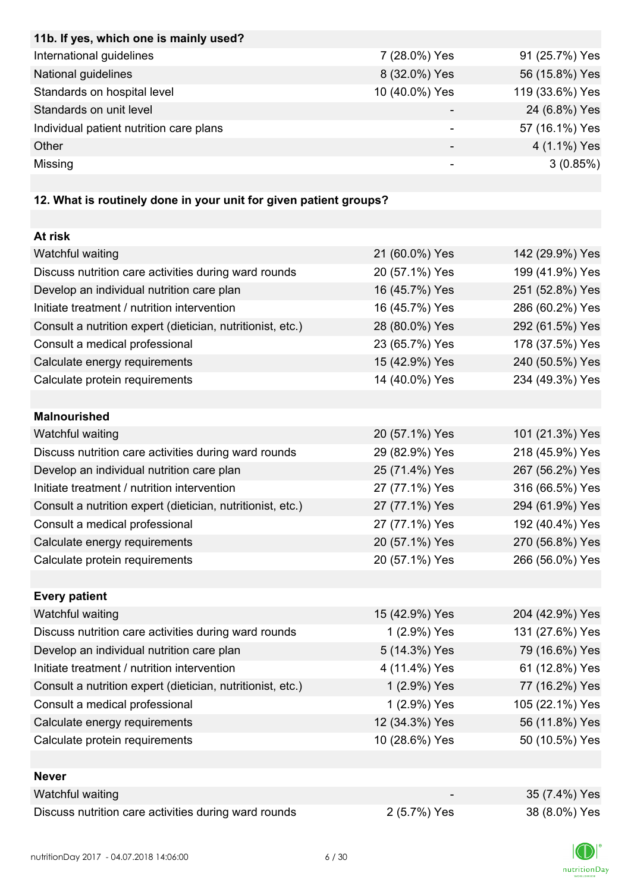| **11b. If yes, which one is mainly used?** | | |
|---|---|---|
| International guidelines | 7 (28.0%) Yes | 91 (25.7%) Yes |
| National guidelines | 8 (32.0%) Yes | 56 (15.8%) Yes |
| Standards on hospital level | 10 (40.0%) Yes | 119 (33.6%) Yes |
| Standards on unit level | - | 24 (6.8%) Yes |
| Individual patient nutrition care plans | - | 57 (16.1%) Yes |
| Other | - | 4 (1.1%) Yes |
| Missing | - | 3 (0.85%) |

| **12. What is routinely done in your unit for given patient groups?** | | |
|---|---|---|
| **At risk** | | |
| Watchful waiting | 21 (60.0%) Yes | 142 (29.9%) Yes |
| Discuss nutrition care activities during ward rounds | 20 (57.1%) Yes | 199 (41.9%) Yes |
| Develop an individual nutrition care plan | 16 (45.7%) Yes | 251 (52.8%) Yes |
| Initiate treatment / nutrition intervention | 16 (45.7%) Yes | 286 (60.2%) Yes |
| Consult a nutrition expert (dietician, nutritionist, etc.) | 28 (80.0%) Yes | 292 (61.5%) Yes |
| Consult a medical professional | 23 (65.7%) Yes | 178 (37.5%) Yes |
| Calculate energy requirements | 15 (42.9%) Yes | 240 (50.5%) Yes |
| Calculate protein requirements | 14 (40.0%) Yes | 234 (49.3%) Yes |
| **Malnourished** | | |
| Watchful waiting | 20 (57.1%) Yes | 101 (21.3%) Yes |
| Discuss nutrition care activities during ward rounds | 29 (82.9%) Yes | 218 (45.9%) Yes |
| Develop an individual nutrition care plan | 25 (71.4%) Yes | 267 (56.2%) Yes |
| Initiate treatment / nutrition intervention | 27 (77.1%) Yes | 316 (66.5%) Yes |
| Consult a nutrition expert (dietician, nutritionist, etc.) | 27 (77.1%) Yes | 294 (61.9%) Yes |
| Consult a medical professional | 27 (77.1%) Yes | 192 (40.4%) Yes |
| Calculate energy requirements | 20 (57.1%) Yes | 270 (56.8%) Yes |
| Calculate protein requirements | 20 (57.1%) Yes | 266 (56.0%) Yes |
| **Every patient** | | |
| Watchful waiting | 15 (42.9%) Yes | 204 (42.9%) Yes |
| Discuss nutrition care activities during ward rounds | 1 (2.9%) Yes | 131 (27.6%) Yes |
| Develop an individual nutrition care plan | 5 (14.3%) Yes | 79 (16.6%) Yes |
| Initiate treatment / nutrition intervention | 4 (11.4%) Yes | 61 (12.8%) Yes |
| Consult a nutrition expert (dietician, nutritionist, etc.) | 1 (2.9%) Yes | 77 (16.2%) Yes |
| Consult a medical professional | 1 (2.9%) Yes | 105 (22.1%) Yes |
| Calculate energy requirements | 12 (34.3%) Yes | 56 (11.8%) Yes |
| Calculate protein requirements | 10 (28.6%) Yes | 50 (10.5%) Yes |
| **Never** | | |
| Watchful waiting | - | 35 (7.4%) Yes |
| Discuss nutrition care activities during ward rounds | 2 (5.7%) Yes | 38 (8.0%) Yes |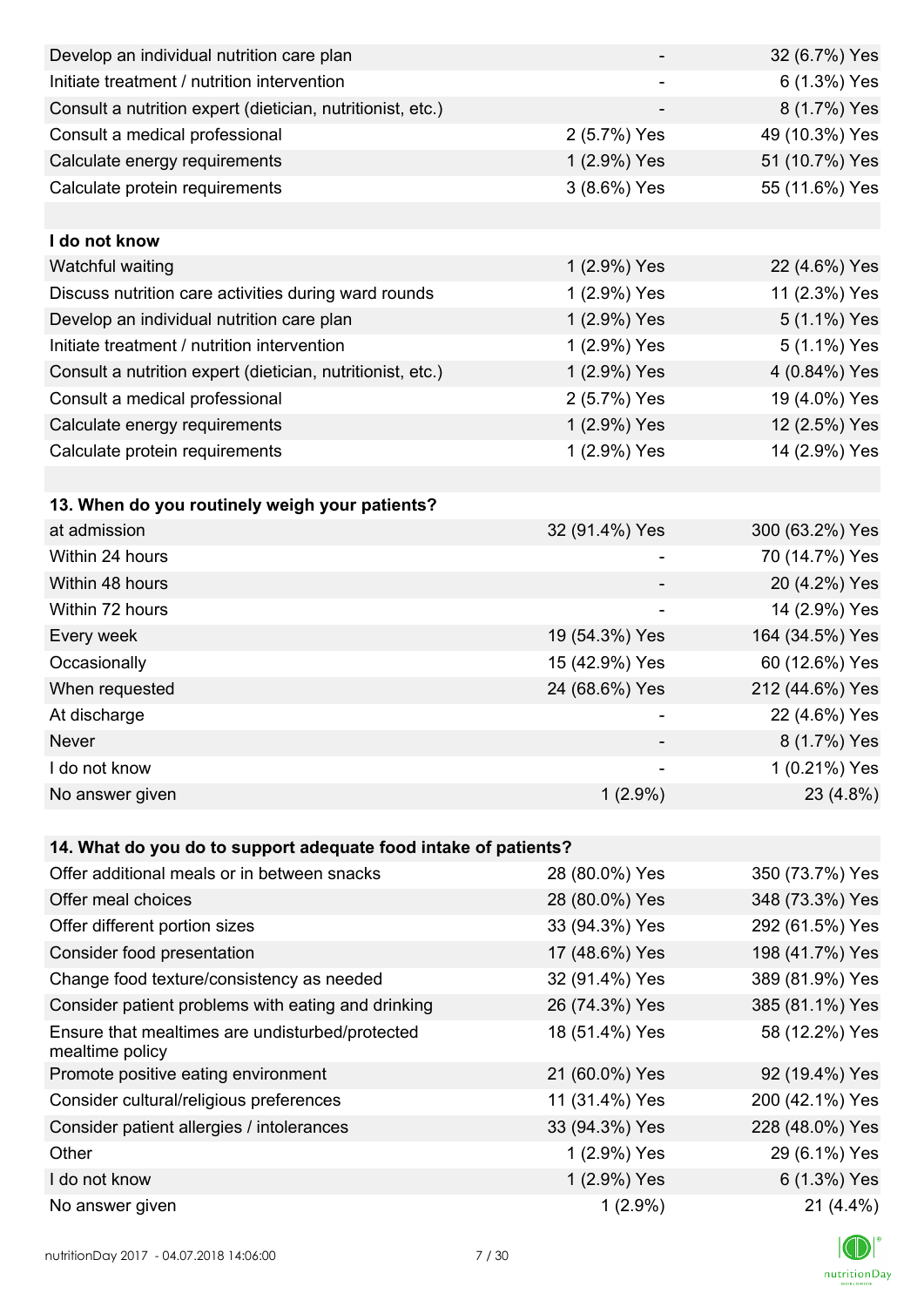| | | |
|---|---|---|
| Develop an individual nutrition care plan | - | 32 (6.7%) Yes |
| Initiate treatment / nutrition intervention | - | 6 (1.3%) Yes |
| Consult a nutrition expert (dietician, nutritionist, etc.) | - | 8 (1.7%) Yes |
| Consult a medical professional | 2 (5.7%) Yes | 49 (10.3%) Yes |
| Calculate energy requirements | 1 (2.9%) Yes | 51 (10.7%) Yes |
| Calculate protein requirements | 3 (8.6%) Yes | 55 (11.6%) Yes |
| | | |
| **I do not know** | | |
| Watchful waiting | 1 (2.9%) Yes | 22 (4.6%) Yes |
| Discuss nutrition care activities during ward rounds | 1 (2.9%) Yes | 11 (2.3%) Yes |
| Develop an individual nutrition care plan | 1 (2.9%) Yes | 5 (1.1%) Yes |
| Initiate treatment / nutrition intervention | 1 (2.9%) Yes | 5 (1.1%) Yes |
| Consult a nutrition expert (dietician, nutritionist, etc.) | 1 (2.9%) Yes | 4 (0.84%) Yes |
| Consult a medical professional | 2 (5.7%) Yes | 19 (4.0%) Yes |
| Calculate energy requirements | 1 (2.9%) Yes | 12 (2.5%) Yes |
| Calculate protein requirements | 1 (2.9%) Yes | 14 (2.9%) Yes |

| **13. When do you routinely weigh your patients?** | | |
|---|---|---|
| at admission | 32 (91.4%) Yes | 300 (63.2%) Yes |
| Within 24 hours | - | 70 (14.7%) Yes |
| Within 48 hours | - | 20 (4.2%) Yes |
| Within 72 hours | - | 14 (2.9%) Yes |
| Every week | 19 (54.3%) Yes | 164 (34.5%) Yes |
| Occasionally | 15 (42.9%) Yes | 60 (12.6%) Yes |
| When requested | 24 (68.6%) Yes | 212 (44.6%) Yes |
| At discharge | - | 22 (4.6%) Yes |
| Never | - | 8 (1.7%) Yes |
| I do not know | - | 1 (0.21%) Yes |
| No answer given | 1 (2.9%) | 23 (4.8%) |

| **14. What do you do to support adequate food intake of patients?** | | |
|---|---|---|
| Offer additional meals or in between snacks | 28 (80.0%) Yes | 350 (73.7%) Yes |
| Offer meal choices | 28 (80.0%) Yes | 348 (73.3%) Yes |
| Offer different portion sizes | 33 (94.3%) Yes | 292 (61.5%) Yes |
| Consider food presentation | 17 (48.6%) Yes | 198 (41.7%) Yes |
| Change food texture/consistency as needed | 32 (91.4%) Yes | 389 (81.9%) Yes |
| Consider patient problems with eating and drinking | 26 (74.3%) Yes | 385 (81.1%) Yes |
| Ensure that mealtimes are undisturbed/protected mealtime policy | 18 (51.4%) Yes | 58 (12.2%) Yes |
| Promote positive eating environment | 21 (60.0%) Yes | 92 (19.4%) Yes |
| Consider cultural/religious preferences | 11 (31.4%) Yes | 200 (42.1%) Yes |
| Consider patient allergies / intolerances | 33 (94.3%) Yes | 228 (48.0%) Yes |
| Other | 1 (2.9%) Yes | 29 (6.1%) Yes |
| I do not know | 1 (2.9%) Yes | 6 (1.3%) Yes |
| No answer given | 1 (2.9%) | 21 (4.4%) |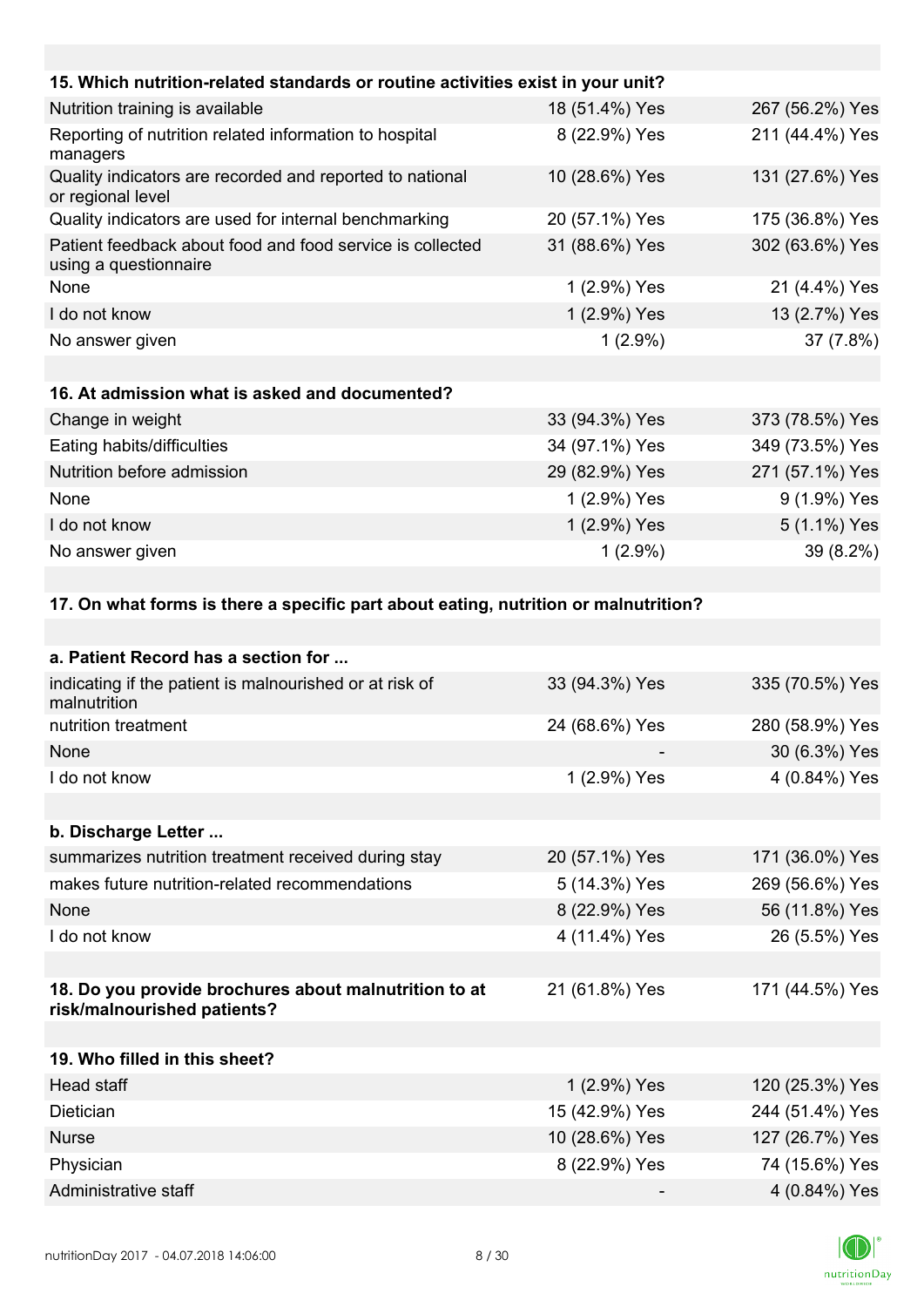| 15. Which nutrition-related standards or routine activities exist in your unit? | | |
|---|---|---|
| Nutrition training is available | 18 (51.4%) Yes | 267 (56.2%) Yes |
| Reporting of nutrition related information to hospital managers | 8 (22.9%) Yes | 211 (44.4%) Yes |
| Quality indicators are recorded and reported to national or regional level | 10 (28.6%) Yes | 131 (27.6%) Yes |
| Quality indicators are used for internal benchmarking | 20 (57.1%) Yes | 175 (36.8%) Yes |
| Patient feedback about food and food service is collected using a questionnaire | 31 (88.6%) Yes | 302 (63.6%) Yes |
| None | 1 (2.9%) Yes | 21 (4.4%) Yes |
| I do not know | 1 (2.9%) Yes | 13 (2.7%) Yes |
| No answer given | 1 (2.9%) | 37 (7.8%) |

| 16. At admission what is asked and documented? | | |
|---|---|---|
| Change in weight | 33 (94.3%) Yes | 373 (78.5%) Yes |
| Eating habits/difficulties | 34 (97.1%) Yes | 349 (73.5%) Yes |
| Nutrition before admission | 29 (82.9%) Yes | 271 (57.1%) Yes |
| None | 1 (2.9%) Yes | 9 (1.9%) Yes |
| I do not know | 1 (2.9%) Yes | 5 (1.1%) Yes |
| No answer given | 1 (2.9%) | 39 (8.2%) |

**17. On what forms is there a specific part about eating, nutrition or malnutrition?**

| a. Patient Record has a section for ... | | |
|---|---|---|
| indicating if the patient is malnourished or at risk of malnutrition | 33 (94.3%) Yes | 335 (70.5%) Yes |
| nutrition treatment | 24 (68.6%) Yes | 280 (58.9%) Yes |
| None | - | 30 (6.3%) Yes |
| I do not know | 1 (2.9%) Yes | 4 (0.84%) Yes |

| b. Discharge Letter ... | | |
|---|---|---|
| summarizes nutrition treatment received during stay | 20 (57.1%) Yes | 171 (36.0%) Yes |
| makes future nutrition-related recommendations | 5 (14.3%) Yes | 269 (56.6%) Yes |
| None | 8 (22.9%) Yes | 56 (11.8%) Yes |
| I do not know | 4 (11.4%) Yes | 26 (5.5%) Yes |

| 18. Do you provide brochures about malnutrition to at risk/malnourished patients? | 21 (61.8%) Yes | 171 (44.5%) Yes |
|---|---|---|

| 19. Who filled in this sheet? | | |
|---|---|---|
| Head staff | 1 (2.9%) Yes | 120 (25.3%) Yes |
| Dietician | 15 (42.9%) Yes | 244 (51.4%) Yes |
| Nurse | 10 (28.6%) Yes | 127 (26.7%) Yes |
| Physician | 8 (22.9%) Yes | 74 (15.6%) Yes |
| Administrative staff | - | 4 (0.84%) Yes |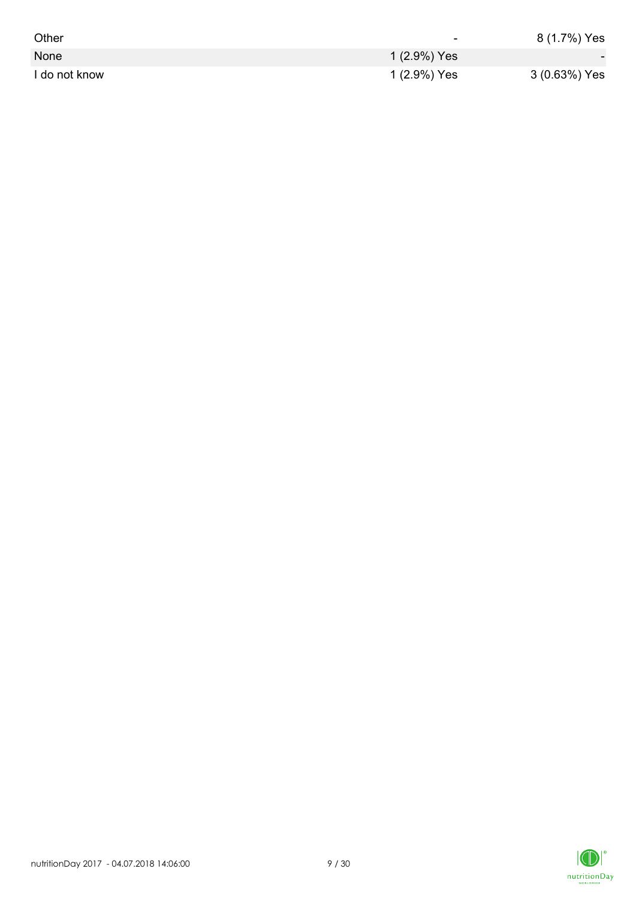| | | |
|---|---|---|
| Other | - | 8 (1.7%) Yes |
| None | 1 (2.9%) Yes | - |
| I do not know | 1 (2.9%) Yes | 3 (0.63%) Yes |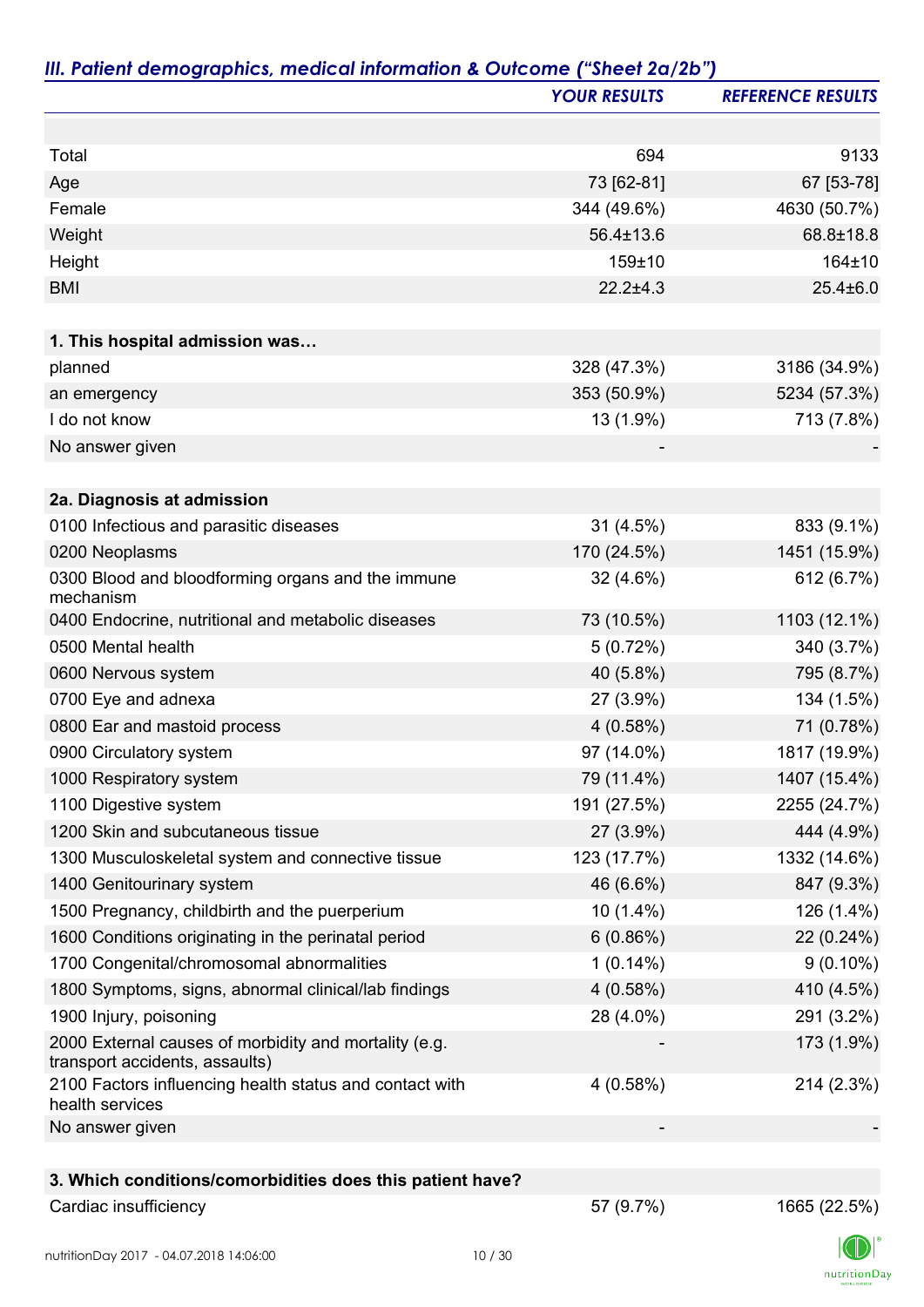## *III. Patient demographics, medical information & Outcome ("Sheet 2a/2b")*

| | YOUR RESULTS | REFERENCE RESULTS |
|---|---|---|
| | | |
| Total | 694 | 9133 |
| Age | 73 [62-81] | 67 [53-78] |
| Female | 344 (49.6%) | 4630 (50.7%) |
| Weight | 56.4±13.6 | 68.8±18.8 |
| Height | 159±10 | 164±10 |
| BMI | 22.2±4.3 | 25.4±6.0 |
| | | |
| **1. This hospital admission was…** | | |
| planned | 328 (47.3%) | 3186 (34.9%) |
| an emergency | 353 (50.9%) | 5234 (57.3%) |
| I do not know | 13 (1.9%) | 713 (7.8%) |
| No answer given | - | - |
| | | |
| **2a. Diagnosis at admission** | | |
| 0100 Infectious and parasitic diseases | 31 (4.5%) | 833 (9.1%) |
| 0200 Neoplasms | 170 (24.5%) | 1451 (15.9%) |
| 0300 Blood and bloodforming organs and the immune mechanism | 32 (4.6%) | 612 (6.7%) |
| 0400 Endocrine, nutritional and metabolic diseases | 73 (10.5%) | 1103 (12.1%) |
| 0500 Mental health | 5 (0.72%) | 340 (3.7%) |
| 0600 Nervous system | 40 (5.8%) | 795 (8.7%) |
| 0700 Eye and adnexa | 27 (3.9%) | 134 (1.5%) |
| 0800 Ear and mastoid process | 4 (0.58%) | 71 (0.78%) |
| 0900 Circulatory system | 97 (14.0%) | 1817 (19.9%) |
| 1000 Respiratory system | 79 (11.4%) | 1407 (15.4%) |
| 1100 Digestive system | 191 (27.5%) | 2255 (24.7%) |
| 1200 Skin and subcutaneous tissue | 27 (3.9%) | 444 (4.9%) |
| 1300 Musculoskeletal system and connective tissue | 123 (17.7%) | 1332 (14.6%) |
| 1400 Genitourinary system | 46 (6.6%) | 847 (9.3%) |
| 1500 Pregnancy, childbirth and the puerperium | 10 (1.4%) | 126 (1.4%) |
| 1600 Conditions originating in the perinatal period | 6 (0.86%) | 22 (0.24%) |
| 1700 Congenital/chromosomal abnormalities | 1 (0.14%) | 9 (0.10%) |
| 1800 Symptoms, signs, abnormal clinical/lab findings | 4 (0.58%) | 410 (4.5%) |
| 1900 Injury, poisoning | 28 (4.0%) | 291 (3.2%) |
| 2000 External causes of morbidity and mortality (e.g. transport accidents, assaults) | - | 173 (1.9%) |
| 2100 Factors influencing health status and contact with health services | 4 (0.58%) | 214 (2.3%) |
| No answer given | - | - |
| | | |
| **3. Which conditions/comorbidities does this patient have?** | | |
| Cardiac insufficiency | 57 (9.7%) | 1665 (22.5%) |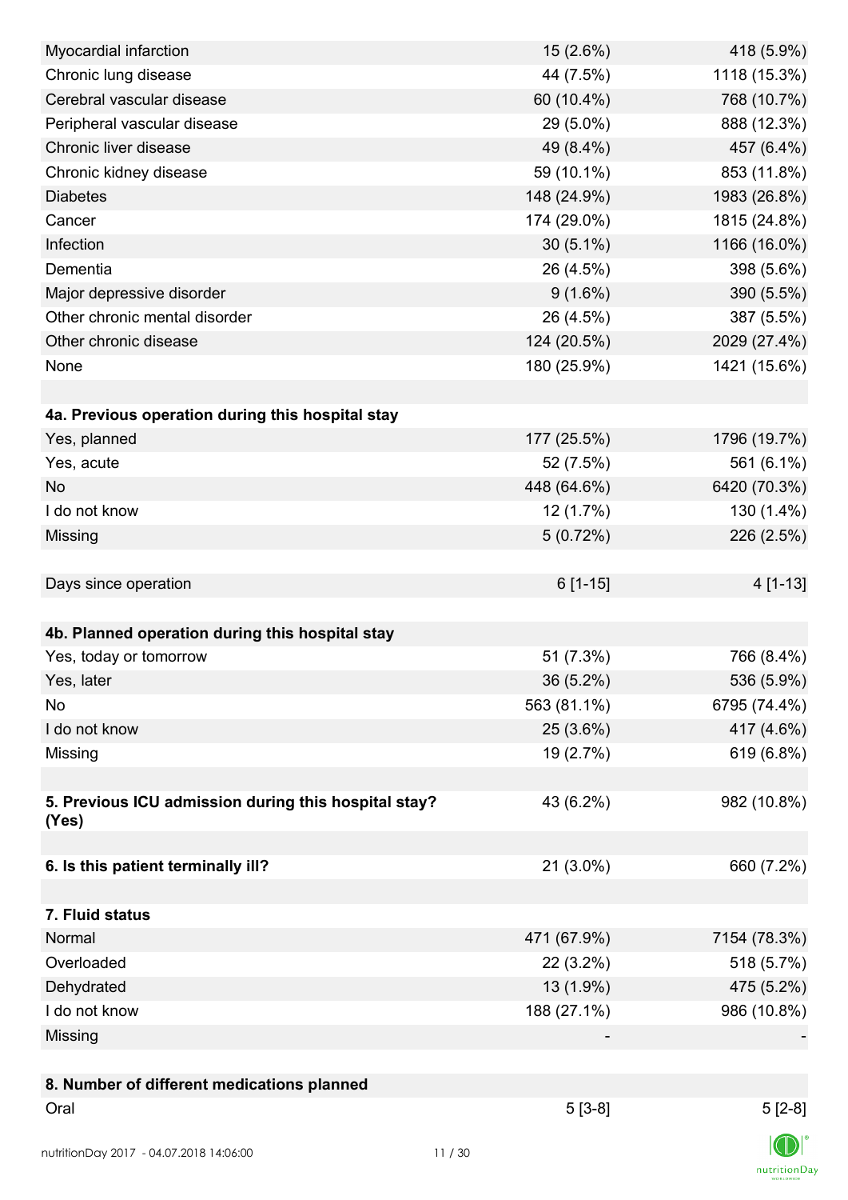| | | |
|---|---|---|
| Myocardial infarction | 15 (2.6%) | 418 (5.9%) |
| Chronic lung disease | 44 (7.5%) | 1118 (15.3%) |
| Cerebral vascular disease | 60 (10.4%) | 768 (10.7%) |
| Peripheral vascular disease | 29 (5.0%) | 888 (12.3%) |
| Chronic liver disease | 49 (8.4%) | 457 (6.4%) |
| Chronic kidney disease | 59 (10.1%) | 853 (11.8%) |
| Diabetes | 148 (24.9%) | 1983 (26.8%) |
| Cancer | 174 (29.0%) | 1815 (24.8%) |
| Infection | 30 (5.1%) | 1166 (16.0%) |
| Dementia | 26 (4.5%) | 398 (5.6%) |
| Major depressive disorder | 9 (1.6%) | 390 (5.5%) |
| Other chronic mental disorder | 26 (4.5%) | 387 (5.5%) |
| Other chronic disease | 124 (20.5%) | 2029 (27.4%) |
| None | 180 (25.9%) | 1421 (15.6%) |
| | | |
| **4a. Previous operation during this hospital stay** | | |
| Yes, planned | 177 (25.5%) | 1796 (19.7%) |
| Yes, acute | 52 (7.5%) | 561 (6.1%) |
| No | 448 (64.6%) | 6420 (70.3%) |
| I do not know | 12 (1.7%) | 130 (1.4%) |
| Missing | 5 (0.72%) | 226 (2.5%) |
| | | |
| Days since operation | 6 [1-15] | 4 [1-13] |
| | | |
| **4b. Planned operation during this hospital stay** | | |
| Yes, today or tomorrow | 51 (7.3%) | 766 (8.4%) |
| Yes, later | 36 (5.2%) | 536 (5.9%) |
| No | 563 (81.1%) | 6795 (74.4%) |
| I do not know | 25 (3.6%) | 417 (4.6%) |
| Missing | 19 (2.7%) | 619 (6.8%) |
| | | |
| **5. Previous ICU admission during this hospital stay? (Yes)** | 43 (6.2%) | 982 (10.8%) |
| | | |
| **6. Is this patient terminally ill?** | 21 (3.0%) | 660 (7.2%) |
| | | |
| **7. Fluid status** | | |
| Normal | 471 (67.9%) | 7154 (78.3%) |
| Overloaded | 22 (3.2%) | 518 (5.7%) |
| Dehydrated | 13 (1.9%) | 475 (5.2%) |
| I do not know | 188 (27.1%) | 986 (10.8%) |
| Missing | - | - |
| | | |
| **8. Number of different medications planned** | | |
| Oral | 5 [3-8] | 5 [2-8] |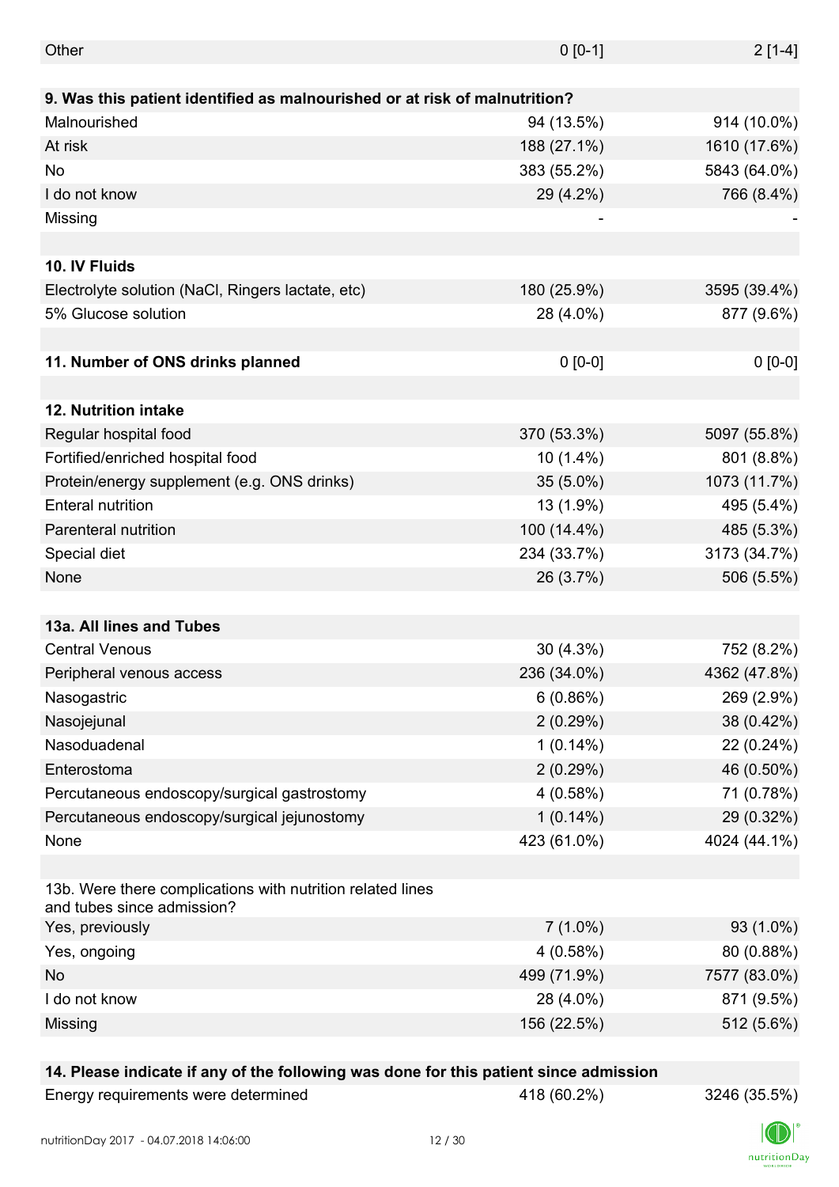| | | |
|---|---|---|
| Other | 0 [0-1] | 2 [1-4] |
| | | |
| **9. Was this patient identified as malnourished or at risk of malnutrition?** | | |
| Malnourished | 94 (13.5%) | 914 (10.0%) |
| At risk | 188 (27.1%) | 1610 (17.6%) |
| No | 383 (55.2%) | 5843 (64.0%) |
| I do not know | 29 (4.2%) | 766 (8.4%) |
| Missing | - | - |
| | | |
| **10. IV Fluids** | | |
| Electrolyte solution (NaCl, Ringers lactate, etc) | 180 (25.9%) | 3595 (39.4%) |
| 5% Glucose solution | 28 (4.0%) | 877 (9.6%) |
| | | |
| **11. Number of ONS drinks planned** | 0 [0-0] | 0 [0-0] |
| | | |
| **12. Nutrition intake** | | |
| Regular hospital food | 370 (53.3%) | 5097 (55.8%) |
| Fortified/enriched hospital food | 10 (1.4%) | 801 (8.8%) |
| Protein/energy supplement (e.g. ONS drinks) | 35 (5.0%) | 1073 (11.7%) |
| Enteral nutrition | 13 (1.9%) | 495 (5.4%) |
| Parenteral nutrition | 100 (14.4%) | 485 (5.3%) |
| Special diet | 234 (33.7%) | 3173 (34.7%) |
| None | 26 (3.7%) | 506 (5.5%) |
| | | |
| **13a. All lines and Tubes** | | |
| Central Venous | 30 (4.3%) | 752 (8.2%) |
| Peripheral venous access | 236 (34.0%) | 4362 (47.8%) |
| Nasogastric | 6 (0.86%) | 269 (2.9%) |
| Nasojejunal | 2 (0.29%) | 38 (0.42%) |
| Nasoduadenal | 1 (0.14%) | 22 (0.24%) |
| Enterostoma | 2 (0.29%) | 46 (0.50%) |
| Percutaneous endoscopy/surgical gastrostomy | 4 (0.58%) | 71 (0.78%) |
| Percutaneous endoscopy/surgical jejunostomy | 1 (0.14%) | 29 (0.32%) |
| None | 423 (61.0%) | 4024 (44.1%) |
| | | |
| 13b. Were there complications with nutrition related lines and tubes since admission? | | |
| Yes, previously | 7 (1.0%) | 93 (1.0%) |
| Yes, ongoing | 4 (0.58%) | 80 (0.88%) |
| No | 499 (71.9%) | 7577 (83.0%) |
| I do not know | 28 (4.0%) | 871 (9.5%) |
| Missing | 156 (22.5%) | 512 (5.6%) |
| | | |
| **14. Please indicate if any of the following was done for this patient since admission** | | |
| Energy requirements were determined | 418 (60.2%) | 3246 (35.5%) |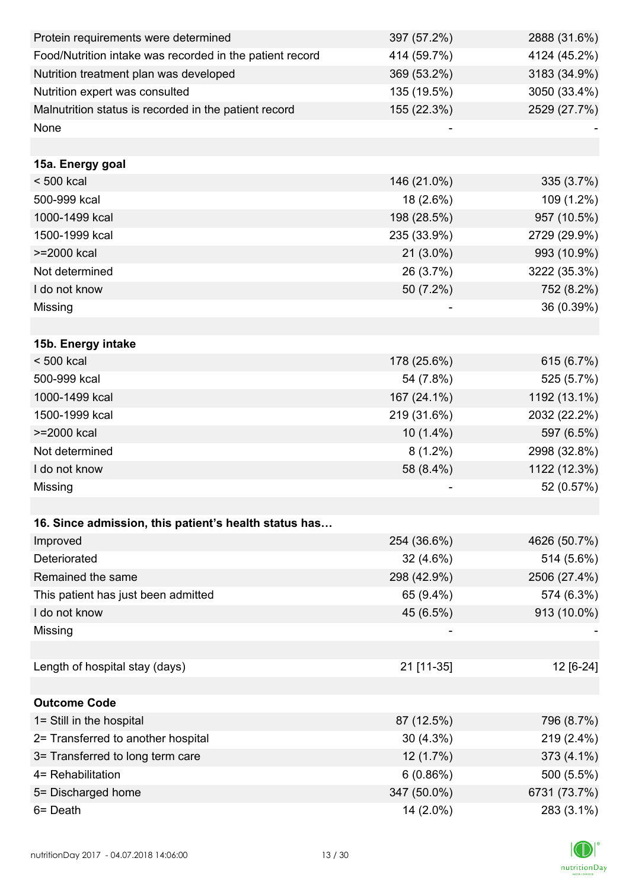| | | |
|---|---|---|
| Protein requirements were determined | 397 (57.2%) | 2888 (31.6%) |
| Food/Nutrition intake was recorded in the patient record | 414 (59.7%) | 4124 (45.2%) |
| Nutrition treatment plan was developed | 369 (53.2%) | 3183 (34.9%) |
| Nutrition expert was consulted | 135 (19.5%) | 3050 (33.4%) |
| Malnutrition status is recorded in the patient record | 155 (22.3%) | 2529 (27.7%) |
| None | - | - |
| | | |
| **15a. Energy goal** | | |
| < 500 kcal | 146 (21.0%) | 335 (3.7%) |
| 500-999 kcal | 18 (2.6%) | 109 (1.2%) |
| 1000-1499 kcal | 198 (28.5%) | 957 (10.5%) |
| 1500-1999 kcal | 235 (33.9%) | 2729 (29.9%) |
| >=2000 kcal | 21 (3.0%) | 993 (10.9%) |
| Not determined | 26 (3.7%) | 3222 (35.3%) |
| I do not know | 50 (7.2%) | 752 (8.2%) |
| Missing | - | 36 (0.39%) |
| | | |
| **15b. Energy intake** | | |
| < 500 kcal | 178 (25.6%) | 615 (6.7%) |
| 500-999 kcal | 54 (7.8%) | 525 (5.7%) |
| 1000-1499 kcal | 167 (24.1%) | 1192 (13.1%) |
| 1500-1999 kcal | 219 (31.6%) | 2032 (22.2%) |
| >=2000 kcal | 10 (1.4%) | 597 (6.5%) |
| Not determined | 8 (1.2%) | 2998 (32.8%) |
| I do not know | 58 (8.4%) | 1122 (12.3%) |
| Missing | - | 52 (0.57%) |
| | | |
| **16. Since admission, this patient's health status has…** | | |
| Improved | 254 (36.6%) | 4626 (50.7%) |
| Deteriorated | 32 (4.6%) | 514 (5.6%) |
| Remained the same | 298 (42.9%) | 2506 (27.4%) |
| This patient has just been admitted | 65 (9.4%) | 574 (6.3%) |
| I do not know | 45 (6.5%) | 913 (10.0%) |
| Missing | - | - |
| | | |
| Length of hospital stay (days) | 21 [11-35] | 12 [6-24] |
| | | |
| **Outcome Code** | | |
| 1= Still in the hospital | 87 (12.5%) | 796 (8.7%) |
| 2= Transferred to another hospital | 30 (4.3%) | 219 (2.4%) |
| 3= Transferred to long term care | 12 (1.7%) | 373 (4.1%) |
| 4= Rehabilitation | 6 (0.86%) | 500 (5.5%) |
| 5= Discharged home | 347 (50.0%) | 6731 (73.7%) |
| 6= Death | 14 (2.0%) | 283 (3.1%) |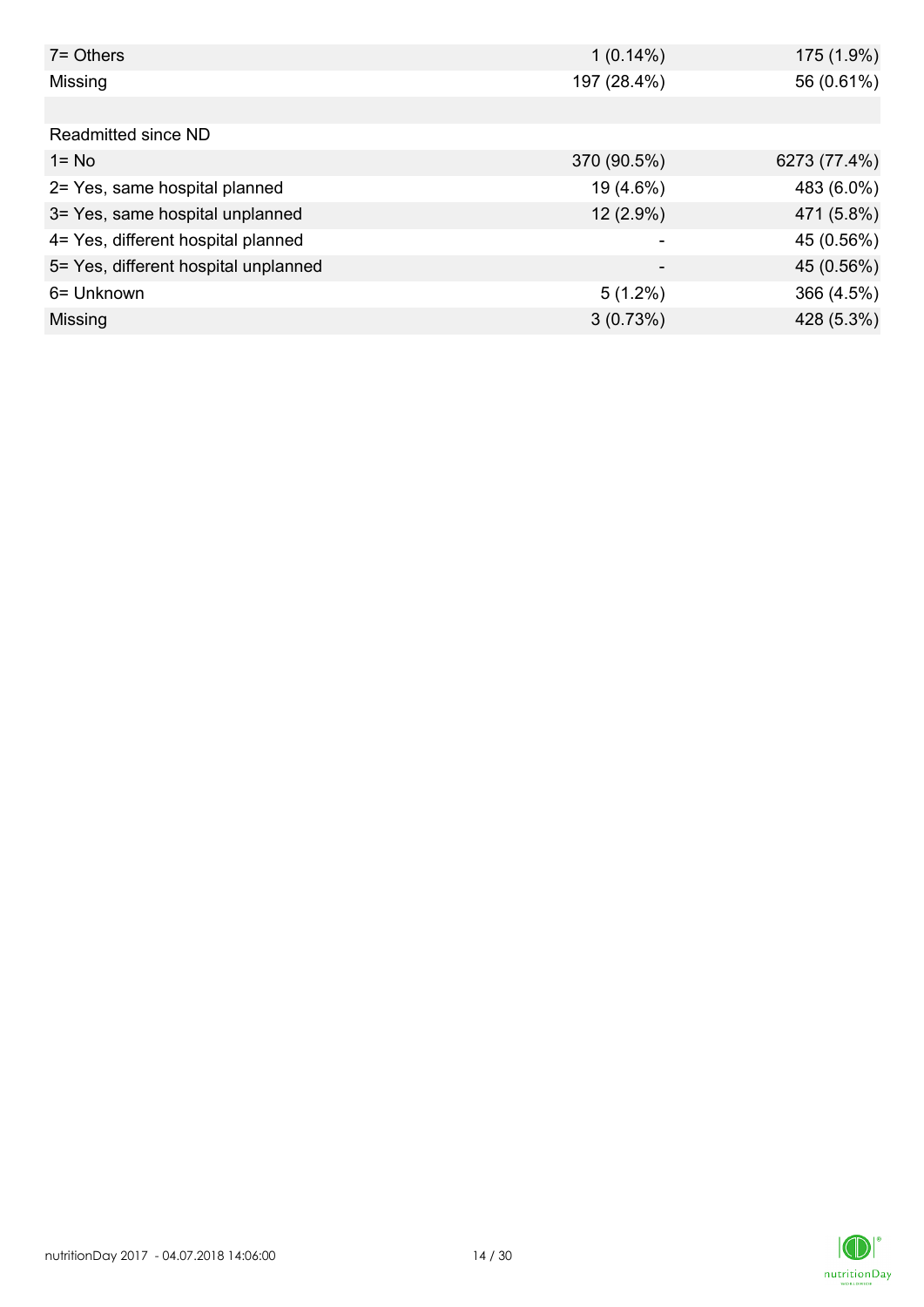| | | |
|---|---|---|
| 7= Others | 1 (0.14%) | 175 (1.9%) |
| Missing | 197 (28.4%) | 56 (0.61%) |
| | | |
| Readmitted since ND | | |
| 1= No | 370 (90.5%) | 6273 (77.4%) |
| 2= Yes, same hospital planned | 19 (4.6%) | 483 (6.0%) |
| 3= Yes, same hospital unplanned | 12 (2.9%) | 471 (5.8%) |
| 4= Yes, different hospital planned | - | 45 (0.56%) |
| 5= Yes, different hospital unplanned | - | 45 (0.56%) |
| 6= Unknown | 5 (1.2%) | 366 (4.5%) |
| Missing | 3 (0.73%) | 428 (5.3%) |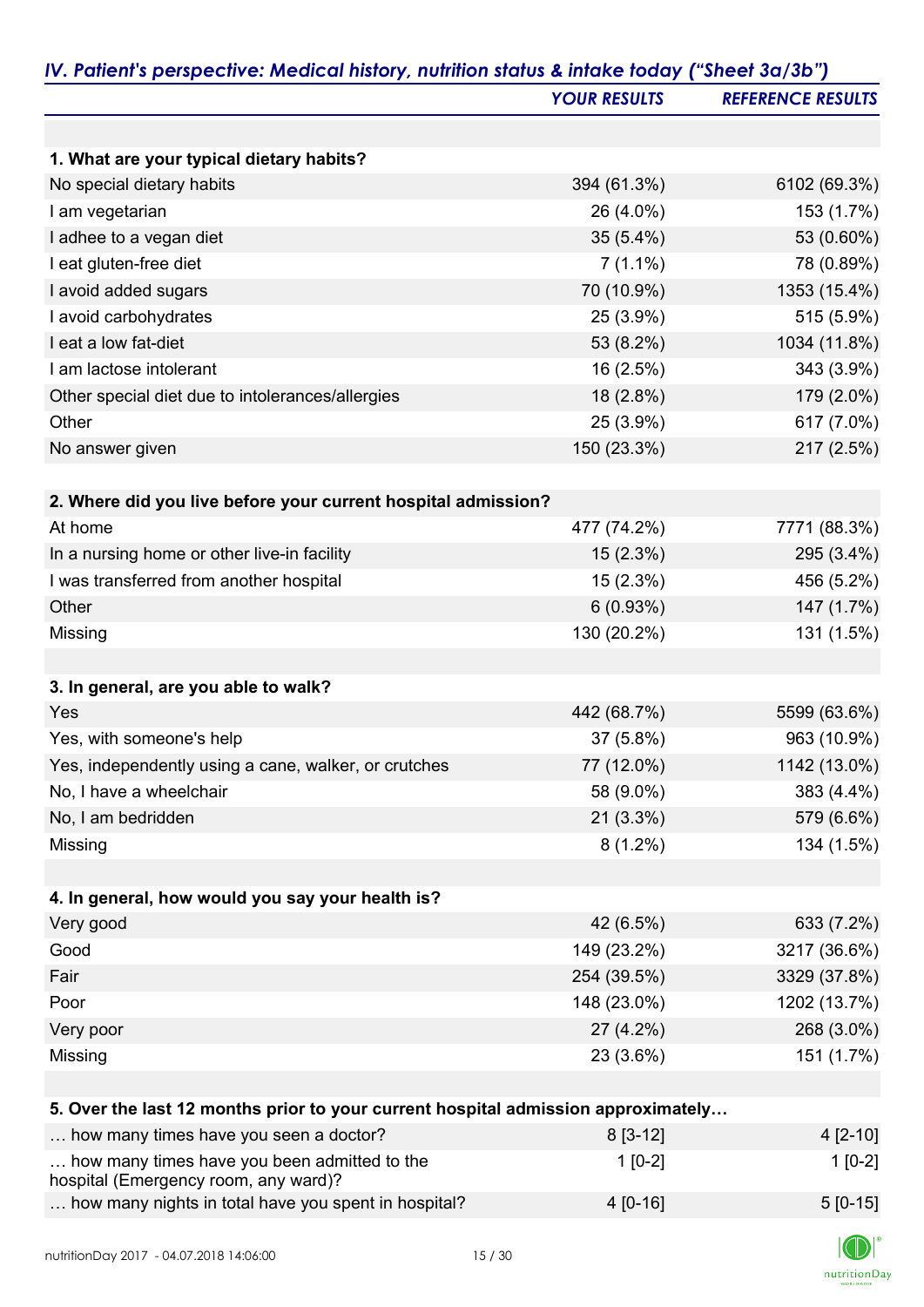## *IV. Patient's perspective: Medical history, nutrition status & intake today ("Sheet 3a/3b")*

| | *YOUR RESULTS* | *REFERENCE RESULTS* |
|---|---|---|
| **1. What are your typical dietary habits?** | | |
| No special dietary habits | 394 (61.3%) | 6102 (69.3%) |
| I am vegetarian | 26 (4.0%) | 153 (1.7%) |
| I adhee to a vegan diet | 35 (5.4%) | 53 (0.60%) |
| I eat gluten-free diet | 7 (1.1%) | 78 (0.89%) |
| I avoid added sugars | 70 (10.9%) | 1353 (15.4%) |
| I avoid carbohydrates | 25 (3.9%) | 515 (5.9%) |
| I eat a low fat-diet | 53 (8.2%) | 1034 (11.8%) |
| I am lactose intolerant | 16 (2.5%) | 343 (3.9%) |
| Other special diet due to intolerances/allergies | 18 (2.8%) | 179 (2.0%) |
| Other | 25 (3.9%) | 617 (7.0%) |
| No answer given | 150 (23.3%) | 217 (2.5%) |
| **2. Where did you live before your current hospital admission?** | | |
| At home | 477 (74.2%) | 7771 (88.3%) |
| In a nursing home or other live-in facility | 15 (2.3%) | 295 (3.4%) |
| I was transferred from another hospital | 15 (2.3%) | 456 (5.2%) |
| Other | 6 (0.93%) | 147 (1.7%) |
| Missing | 130 (20.2%) | 131 (1.5%) |
| **3. In general, are you able to walk?** | | |
| Yes | 442 (68.7%) | 5599 (63.6%) |
| Yes, with someone's help | 37 (5.8%) | 963 (10.9%) |
| Yes, independently using a cane, walker, or crutches | 77 (12.0%) | 1142 (13.0%) |
| No, I have a wheelchair | 58 (9.0%) | 383 (4.4%) |
| No, I am bedridden | 21 (3.3%) | 579 (6.6%) |
| Missing | 8 (1.2%) | 134 (1.5%) |
| **4. In general, how would you say your health is?** | | |
| Very good | 42 (6.5%) | 633 (7.2%) |
| Good | 149 (23.2%) | 3217 (36.6%) |
| Fair | 254 (39.5%) | 3329 (37.8%) |
| Poor | 148 (23.0%) | 1202 (13.7%) |
| Very poor | 27 (4.2%) | 268 (3.0%) |
| Missing | 23 (3.6%) | 151 (1.7%) |
| **5. Over the last 12 months prior to your current hospital admission approximately…** | | |
| … how many times have you seen a doctor? | 8 [3-12] | 4 [2-10] |
| … how many times have you been admitted to the hospital (Emergency room, any ward)? | 1 [0-2] | 1 [0-2] |
| … how many nights in total have you spent in hospital? | 4 [0-16] | 5 [0-15] |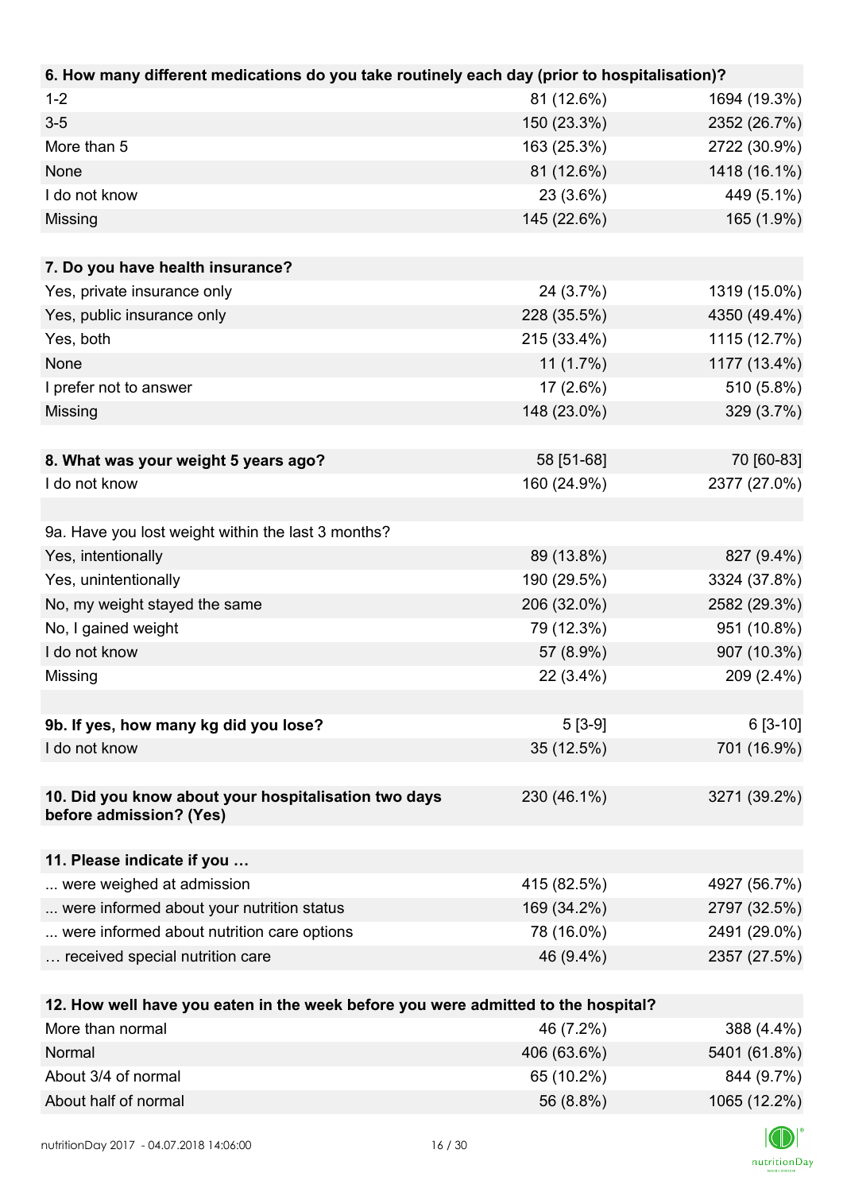| **6. How many different medications do you take routinely each day (prior to hospitalisation)?** | | |
|---|---|---|
| 1-2 | 81 (12.6%) | 1694 (19.3%) |
| 3-5 | 150 (23.3%) | 2352 (26.7%) |
| More than 5 | 163 (25.3%) | 2722 (30.9%) |
| None | 81 (12.6%) | 1418 (16.1%) |
| I do not know | 23 (3.6%) | 449 (5.1%) |
| Missing | 145 (22.6%) | 165 (1.9%) |
| | | |
| **7. Do you have health insurance?** | | |
| Yes, private insurance only | 24 (3.7%) | 1319 (15.0%) |
| Yes, public insurance only | 228 (35.5%) | 4350 (49.4%) |
| Yes, both | 215 (33.4%) | 1115 (12.7%) |
| None | 11 (1.7%) | 1177 (13.4%) |
| I prefer not to answer | 17 (2.6%) | 510 (5.8%) |
| Missing | 148 (23.0%) | 329 (3.7%) |
| | | |
| **8. What was your weight 5 years ago?** | 58 [51-68] | 70 [60-83] |
| I do not know | 160 (24.9%) | 2377 (27.0%) |
| | | |
| 9a. Have you lost weight within the last 3 months? | | |
| Yes, intentionally | 89 (13.8%) | 827 (9.4%) |
| Yes, unintentionally | 190 (29.5%) | 3324 (37.8%) |
| No, my weight stayed the same | 206 (32.0%) | 2582 (29.3%) |
| No, I gained weight | 79 (12.3%) | 951 (10.8%) |
| I do not know | 57 (8.9%) | 907 (10.3%) |
| Missing | 22 (3.4%) | 209 (2.4%) |
| | | |
| **9b. If yes, how many kg did you lose?** | 5 [3-9] | 6 [3-10] |
| I do not know | 35 (12.5%) | 701 (16.9%) |
| | | |
| **10. Did you know about your hospitalisation two days before admission? (Yes)** | 230 (46.1%) | 3271 (39.2%) |
| | | |
| **11. Please indicate if you …** | | |
| ... were weighed at admission | 415 (82.5%) | 4927 (56.7%) |
| ... were informed about your nutrition status | 169 (34.2%) | 2797 (32.5%) |
| ... were informed about nutrition care options | 78 (16.0%) | 2491 (29.0%) |
| … received special nutrition care | 46 (9.4%) | 2357 (27.5%) |
| | | |
| **12. How well have you eaten in the week before you were admitted to the hospital?** | | |
| More than normal | 46 (7.2%) | 388 (4.4%) |
| Normal | 406 (63.6%) | 5401 (61.8%) |
| About 3/4 of normal | 65 (10.2%) | 844 (9.7%) |
| About half of normal | 56 (8.8%) | 1065 (12.2%) |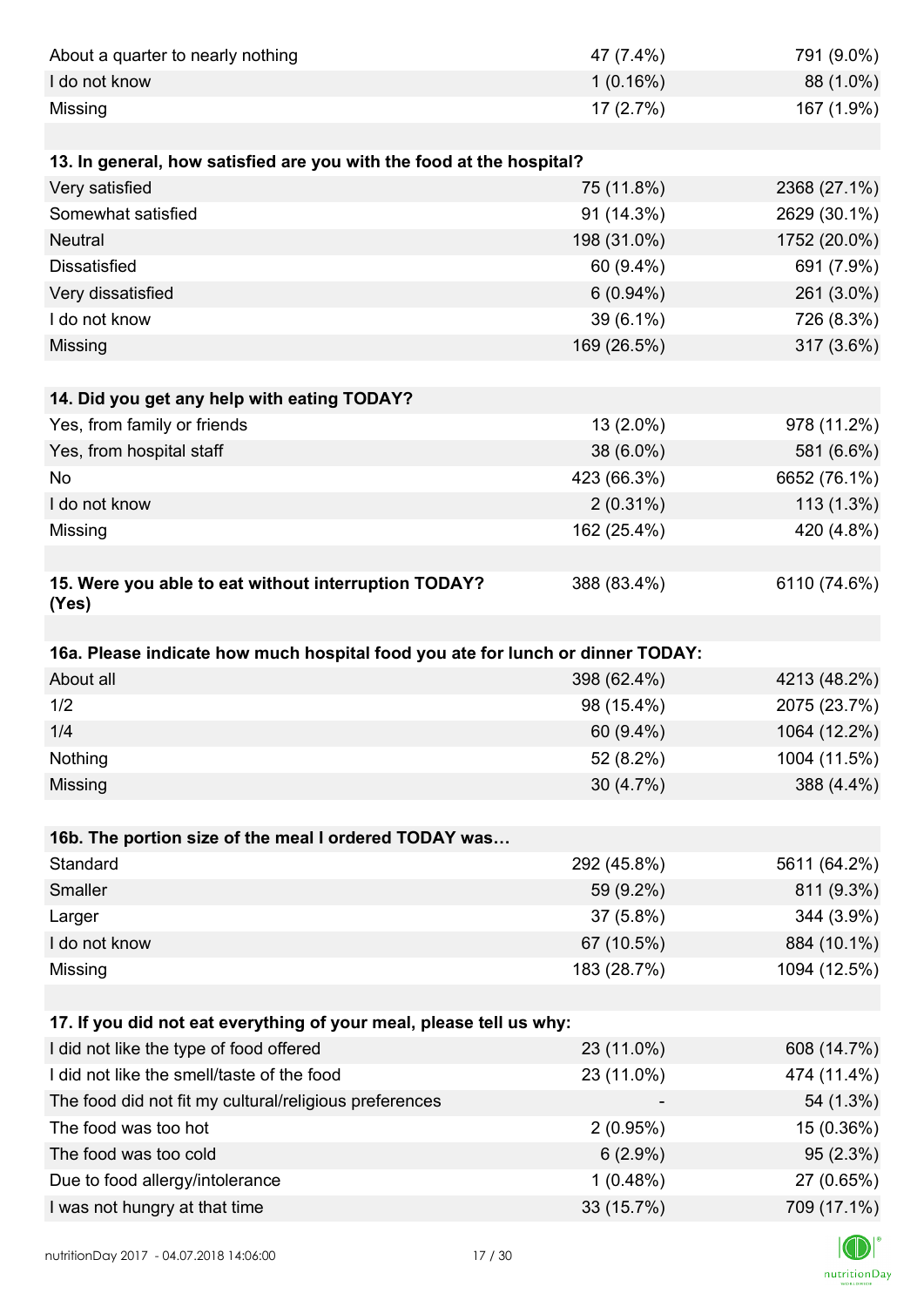| | | |
|---|---|---|
| About a quarter to nearly nothing | 47 (7.4%) | 791 (9.0%) |
| I do not know | 1 (0.16%) | 88 (1.0%) |
| Missing | 17 (2.7%) | 167 (1.9%) |

| **13. In general, how satisfied are you with the food at the hospital?** | | |
|---|---|---|
| Very satisfied | 75 (11.8%) | 2368 (27.1%) |
| Somewhat satisfied | 91 (14.3%) | 2629 (30.1%) |
| Neutral | 198 (31.0%) | 1752 (20.0%) |
| Dissatisfied | 60 (9.4%) | 691 (7.9%) |
| Very dissatisfied | 6 (0.94%) | 261 (3.0%) |
| I do not know | 39 (6.1%) | 726 (8.3%) |
| Missing | 169 (26.5%) | 317 (3.6%) |

| **14. Did you get any help with eating TODAY?** | | |
|---|---|---|
| Yes, from family or friends | 13 (2.0%) | 978 (11.2%) |
| Yes, from hospital staff | 38 (6.0%) | 581 (6.6%) |
| No | 423 (66.3%) | 6652 (76.1%) |
| I do not know | 2 (0.31%) | 113 (1.3%) |
| Missing | 162 (25.4%) | 420 (4.8%) |

| **15. Were you able to eat without interruption TODAY? (Yes)** | 388 (83.4%) | 6110 (74.6%) |
|---|---|---|

| **16a. Please indicate how much hospital food you ate for lunch or dinner TODAY:** | | |
|---|---|---|
| About all | 398 (62.4%) | 4213 (48.2%) |
| 1/2 | 98 (15.4%) | 2075 (23.7%) |
| 1/4 | 60 (9.4%) | 1064 (12.2%) |
| Nothing | 52 (8.2%) | 1004 (11.5%) |
| Missing | 30 (4.7%) | 388 (4.4%) |

| **16b. The portion size of the meal I ordered TODAY was…** | | |
|---|---|---|
| Standard | 292 (45.8%) | 5611 (64.2%) |
| Smaller | 59 (9.2%) | 811 (9.3%) |
| Larger | 37 (5.8%) | 344 (3.9%) |
| I do not know | 67 (10.5%) | 884 (10.1%) |
| Missing | 183 (28.7%) | 1094 (12.5%) |

| **17. If you did not eat everything of your meal, please tell us why:** | | |
|---|---|---|
| I did not like the type of food offered | 23 (11.0%) | 608 (14.7%) |
| I did not like the smell/taste of the food | 23 (11.0%) | 474 (11.4%) |
| The food did not fit my cultural/religious preferences | - | 54 (1.3%) |
| The food was too hot | 2 (0.95%) | 15 (0.36%) |
| The food was too cold | 6 (2.9%) | 95 (2.3%) |
| Due to food allergy/intolerance | 1 (0.48%) | 27 (0.65%) |
| I was not hungry at that time | 33 (15.7%) | 709 (17.1%) |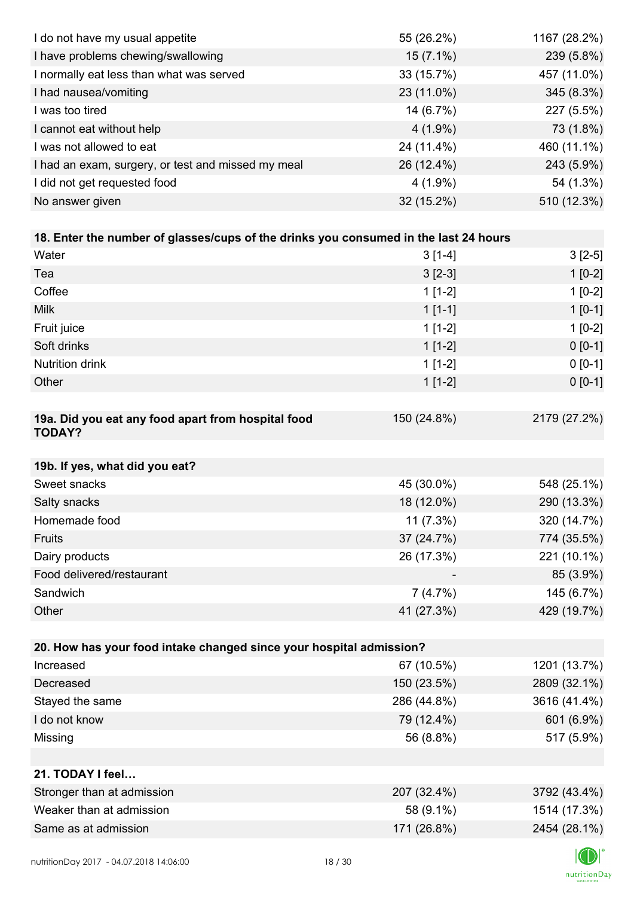| | | |
|---|---|---|
| I do not have my usual appetite | 55 (26.2%) | 1167 (28.2%) |
| I have problems chewing/swallowing | 15 (7.1%) | 239 (5.8%) |
| I normally eat less than what was served | 33 (15.7%) | 457 (11.0%) |
| I had nausea/vomiting | 23 (11.0%) | 345 (8.3%) |
| I was too tired | 14 (6.7%) | 227 (5.5%) |
| I cannot eat without help | 4 (1.9%) | 73 (1.8%) |
| I was not allowed to eat | 24 (11.4%) | 460 (11.1%) |
| I had an exam, surgery, or test and missed my meal | 26 (12.4%) | 243 (5.9%) |
| I did not get requested food | 4 (1.9%) | 54 (1.3%) |
| No answer given | 32 (15.2%) | 510 (12.3%) |

| **18. Enter the number of glasses/cups of the drinks you consumed in the last 24 hours** | | |
|---|---|---|
| Water | 3 [1-4] | 3 [2-5] |
| Tea | 3 [2-3] | 1 [0-2] |
| Coffee | 1 [1-2] | 1 [0-2] |
| Milk | 1 [1-1] | 1 [0-1] |
| Fruit juice | 1 [1-2] | 1 [0-2] |
| Soft drinks | 1 [1-2] | 0 [0-1] |
| Nutrition drink | 1 [1-2] | 0 [0-1] |
| Other | 1 [1-2] | 0 [0-1] |

| **19a. Did you eat any food apart from hospital food TODAY?** | 150 (24.8%) | 2179 (27.2%) |
|---|---|---|

| **19b. If yes, what did you eat?** | | |
|---|---|---|
| Sweet snacks | 45 (30.0%) | 548 (25.1%) |
| Salty snacks | 18 (12.0%) | 290 (13.3%) |
| Homemade food | 11 (7.3%) | 320 (14.7%) |
| Fruits | 37 (24.7%) | 774 (35.5%) |
| Dairy products | 26 (17.3%) | 221 (10.1%) |
| Food delivered/restaurant | - | 85 (3.9%) |
| Sandwich | 7 (4.7%) | 145 (6.7%) |
| Other | 41 (27.3%) | 429 (19.7%) |

| **20. How has your food intake changed since your hospital admission?** | | |
|---|---|---|
| Increased | 67 (10.5%) | 1201 (13.7%) |
| Decreased | 150 (23.5%) | 2809 (32.1%) |
| Stayed the same | 286 (44.8%) | 3616 (41.4%) |
| I do not know | 79 (12.4%) | 601 (6.9%) |
| Missing | 56 (8.8%) | 517 (5.9%) |

| **21. TODAY I feel…** | | |
|---|---|---|
| Stronger than at admission | 207 (32.4%) | 3792 (43.4%) |
| Weaker than at admission | 58 (9.1%) | 1514 (17.3%) |
| Same as at admission | 171 (26.8%) | 2454 (28.1%) |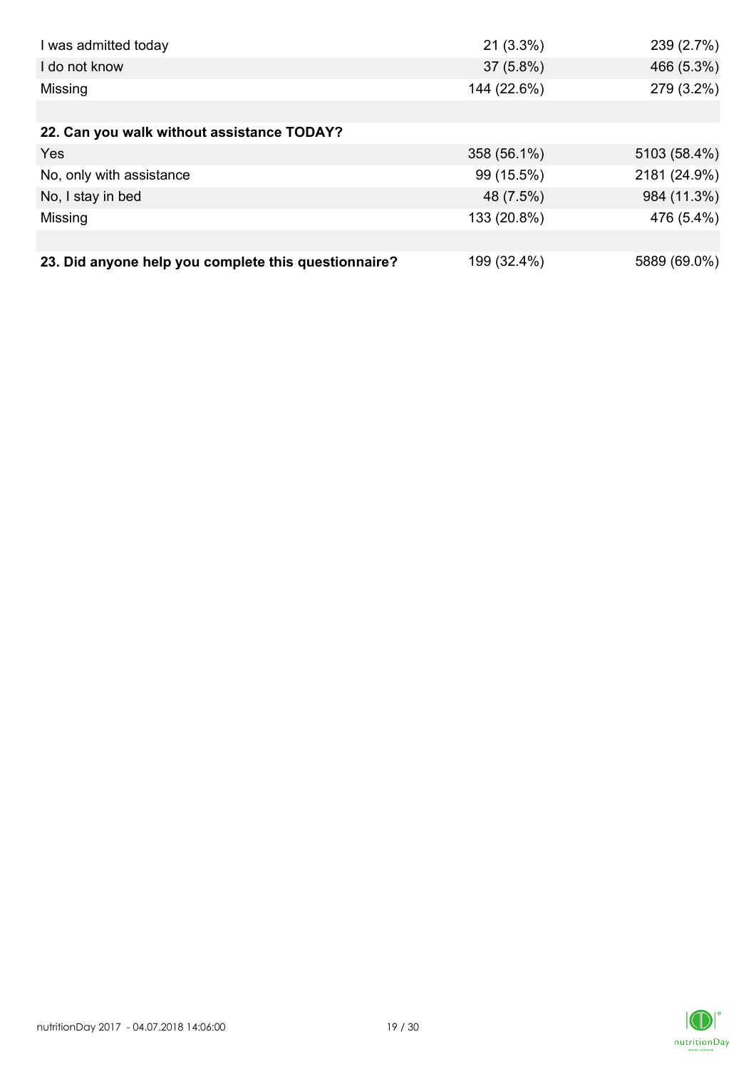| | | |
|---|---|---|
| I was admitted today | 21 (3.3%) | 239 (2.7%) |
| I do not know | 37 (5.8%) | 466 (5.3%) |
| Missing | 144 (22.6%) | 279 (3.2%) |
| | | |
| **22. Can you walk without assistance TODAY?** | | |
| Yes | 358 (56.1%) | 5103 (58.4%) |
| No, only with assistance | 99 (15.5%) | 2181 (24.9%) |
| No, I stay in bed | 48 (7.5%) | 984 (11.3%) |
| Missing | 133 (20.8%) | 476 (5.4%) |
| | | |
| **23. Did anyone help you complete this questionnaire?** | 199 (32.4%) | 5889 (69.0%) |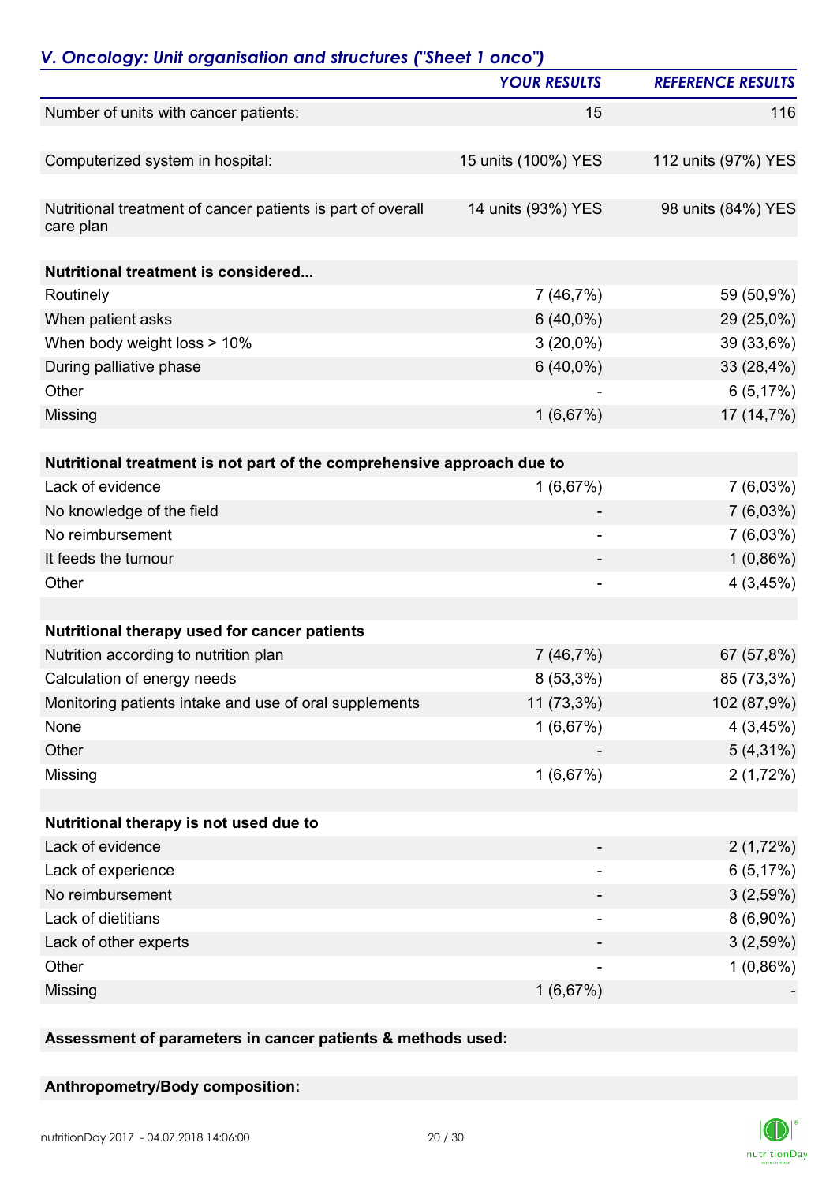## *V. Oncology: Unit organisation and structures ("Sheet 1 onco")*

| | YOUR RESULTS | REFERENCE RESULTS |
|---|---|---|
| Number of units with cancer patients: | 15 | 116 |
| Computerized system in hospital: | 15 units (100%) YES | 112 units (97%) YES |
| Nutritional treatment of cancer patients is part of overall care plan | 14 units (93%) YES | 98 units (84%) YES |
| **Nutritional treatment is considered...** | | |
| Routinely | 7 (46,7%) | 59 (50,9%) |
| When patient asks | 6 (40,0%) | 29 (25,0%) |
| When body weight loss > 10% | 3 (20,0%) | 39 (33,6%) |
| During palliative phase | 6 (40,0%) | 33 (28,4%) |
| Other | - | 6 (5,17%) |
| Missing | 1 (6,67%) | 17 (14,7%) |
| **Nutritional treatment is not part of the comprehensive approach due to** | | |
| Lack of evidence | 1 (6,67%) | 7 (6,03%) |
| No knowledge of the field | - | 7 (6,03%) |
| No reimbursement | - | 7 (6,03%) |
| It feeds the tumour | - | 1 (0,86%) |
| Other | - | 4 (3,45%) |
| **Nutritional therapy used for cancer patients** | | |
| Nutrition according to nutrition plan | 7 (46,7%) | 67 (57,8%) |
| Calculation of energy needs | 8 (53,3%) | 85 (73,3%) |
| Monitoring patients intake and use of oral supplements | 11 (73,3%) | 102 (87,9%) |
| None | 1 (6,67%) | 4 (3,45%) |
| Other | - | 5 (4,31%) |
| Missing | 1 (6,67%) | 2 (1,72%) |
| **Nutritional therapy is not used due to** | | |
| Lack of evidence | - | 2 (1,72%) |
| Lack of experience | - | 6 (5,17%) |
| No reimbursement | - | 3 (2,59%) |
| Lack of dietitians | - | 8 (6,90%) |
| Lack of other experts | - | 3 (2,59%) |
| Other | - | 1 (0,86%) |
| Missing | 1 (6,67%) | - |

**Assessment of parameters in cancer patients & methods used:**

**Anthropometry/Body composition:**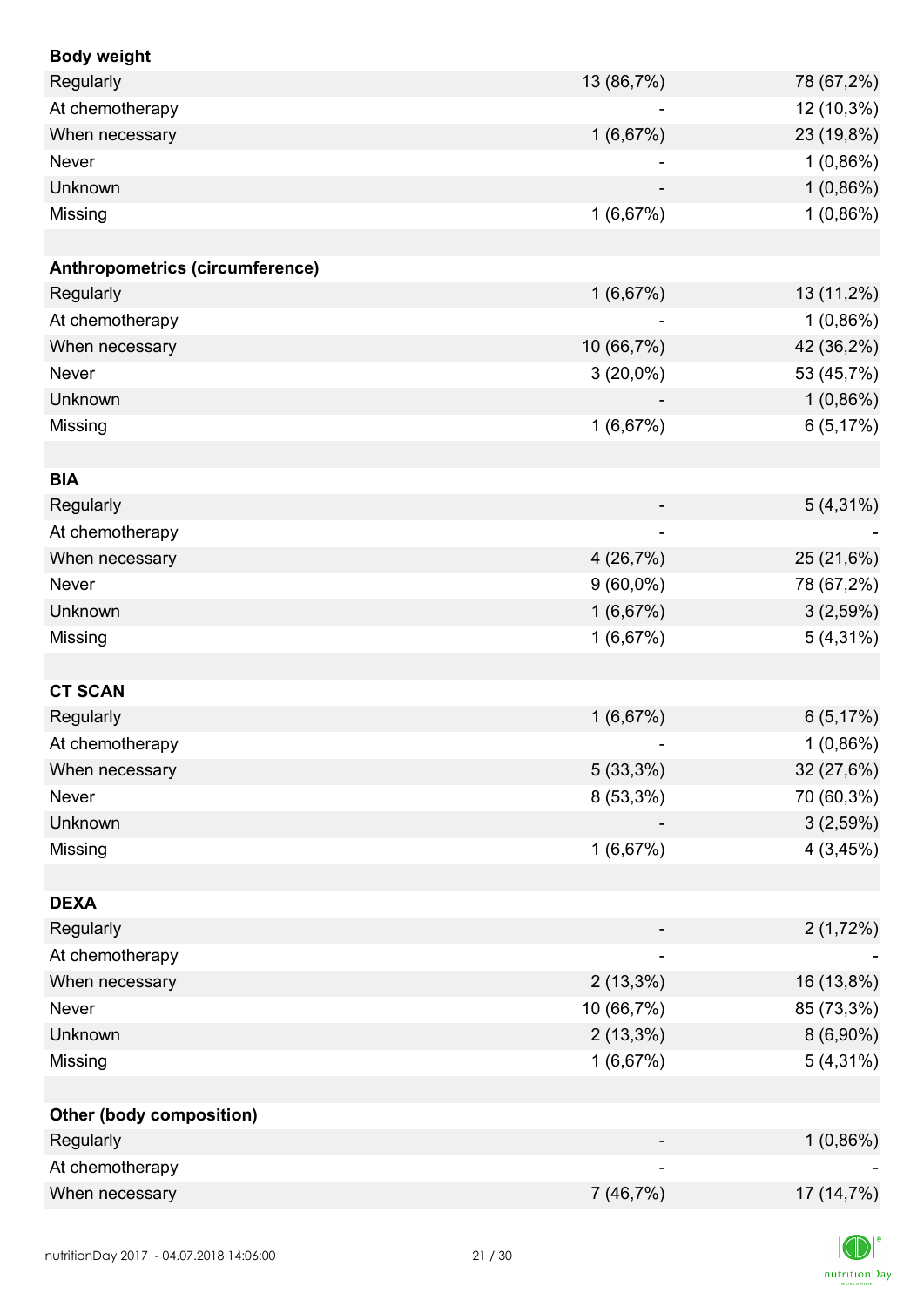| **Body weight** | | |
|---|---|---|
| Regularly | 13 (86,7%) | 78 (67,2%) |
| At chemotherapy | - | 12 (10,3%) |
| When necessary | 1 (6,67%) | 23 (19,8%) |
| Never | - | 1 (0,86%) |
| Unknown | - | 1 (0,86%) |
| Missing | 1 (6,67%) | 1 (0,86%) |
| | | |
| **Anthropometrics (circumference)** | | |
| Regularly | 1 (6,67%) | 13 (11,2%) |
| At chemotherapy | - | 1 (0,86%) |
| When necessary | 10 (66,7%) | 42 (36,2%) |
| Never | 3 (20,0%) | 53 (45,7%) |
| Unknown | - | 1 (0,86%) |
| Missing | 1 (6,67%) | 6 (5,17%) |
| | | |
| **BIA** | | |
| Regularly | - | 5 (4,31%) |
| At chemotherapy | - | - |
| When necessary | 4 (26,7%) | 25 (21,6%) |
| Never | 9 (60,0%) | 78 (67,2%) |
| Unknown | 1 (6,67%) | 3 (2,59%) |
| Missing | 1 (6,67%) | 5 (4,31%) |
| | | |
| **CT SCAN** | | |
| Regularly | 1 (6,67%) | 6 (5,17%) |
| At chemotherapy | - | 1 (0,86%) |
| When necessary | 5 (33,3%) | 32 (27,6%) |
| Never | 8 (53,3%) | 70 (60,3%) |
| Unknown | - | 3 (2,59%) |
| Missing | 1 (6,67%) | 4 (3,45%) |
| | | |
| **DEXA** | | |
| Regularly | - | 2 (1,72%) |
| At chemotherapy | - | - |
| When necessary | 2 (13,3%) | 16 (13,8%) |
| Never | 10 (66,7%) | 85 (73,3%) |
| Unknown | 2 (13,3%) | 8 (6,90%) |
| Missing | 1 (6,67%) | 5 (4,31%) |
| | | |
| **Other (body composition)** | | |
| Regularly | - | 1 (0,86%) |
| At chemotherapy | - | - |
| When necessary | 7 (46,7%) | 17 (14,7%) |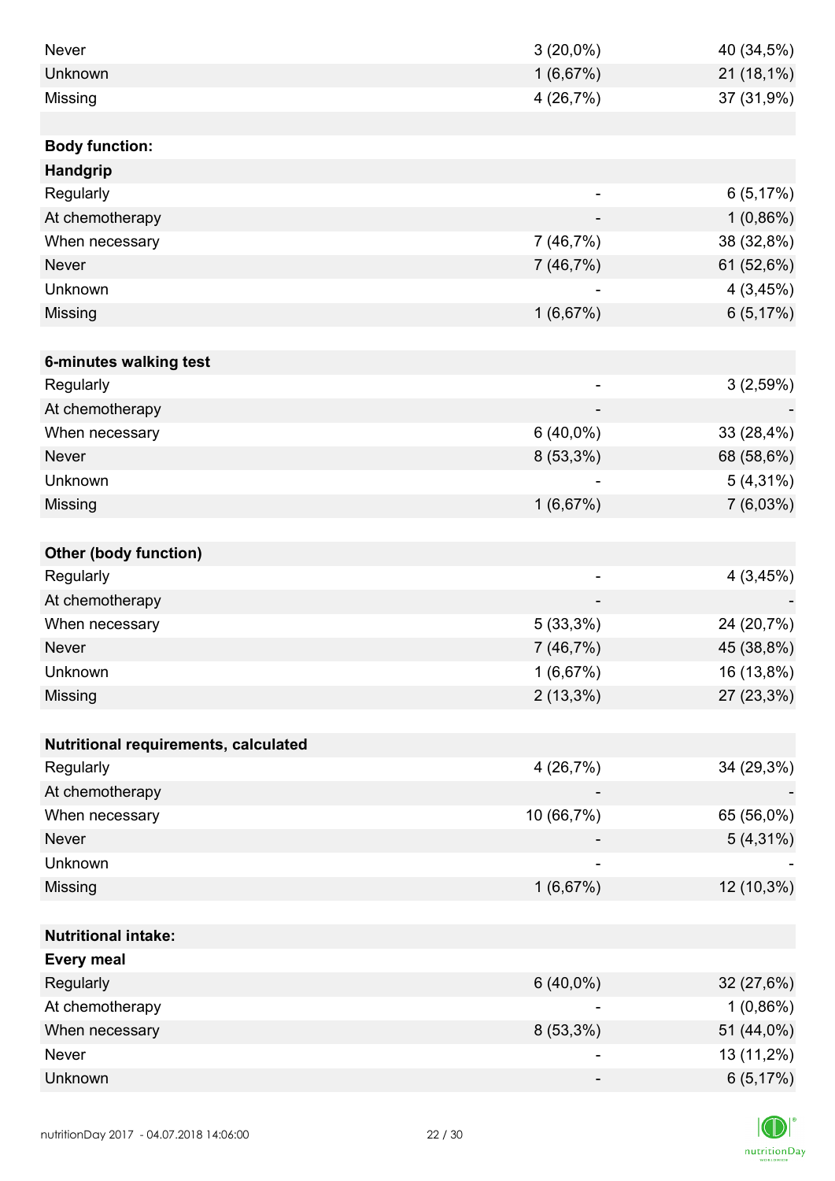| | | |
|---|---|---|
| Never | 3 (20,0%) | 40 (34,5%) |
| Unknown | 1 (6,67%) | 21 (18,1%) |
| Missing | 4 (26,7%) | 37 (31,9%) |
| | | |
| **Body function:** | | |
| **Handgrip** | | |
| Regularly | - | 6 (5,17%) |
| At chemotherapy | - | 1 (0,86%) |
| When necessary | 7 (46,7%) | 38 (32,8%) |
| Never | 7 (46,7%) | 61 (52,6%) |
| Unknown | - | 4 (3,45%) |
| Missing | 1 (6,67%) | 6 (5,17%) |
| | | |
| **6-minutes walking test** | | |
| Regularly | - | 3 (2,59%) |
| At chemotherapy | - | - |
| When necessary | 6 (40,0%) | 33 (28,4%) |
| Never | 8 (53,3%) | 68 (58,6%) |
| Unknown | - | 5 (4,31%) |
| Missing | 1 (6,67%) | 7 (6,03%) |
| | | |
| **Other (body function)** | | |
| Regularly | - | 4 (3,45%) |
| At chemotherapy | - | - |
| When necessary | 5 (33,3%) | 24 (20,7%) |
| Never | 7 (46,7%) | 45 (38,8%) |
| Unknown | 1 (6,67%) | 16 (13,8%) |
| Missing | 2 (13,3%) | 27 (23,3%) |
| | | |
| **Nutritional requirements, calculated** | | |
| Regularly | 4 (26,7%) | 34 (29,3%) |
| At chemotherapy | - | - |
| When necessary | 10 (66,7%) | 65 (56,0%) |
| Never | - | 5 (4,31%) |
| Unknown | - | - |
| Missing | 1 (6,67%) | 12 (10,3%) |
| | | |
| **Nutritional intake:** | | |
| **Every meal** | | |
| Regularly | 6 (40,0%) | 32 (27,6%) |
| At chemotherapy | - | 1 (0,86%) |
| When necessary | 8 (53,3%) | 51 (44,0%) |
| Never | - | 13 (11,2%) |
| Unknown | - | 6 (5,17%) |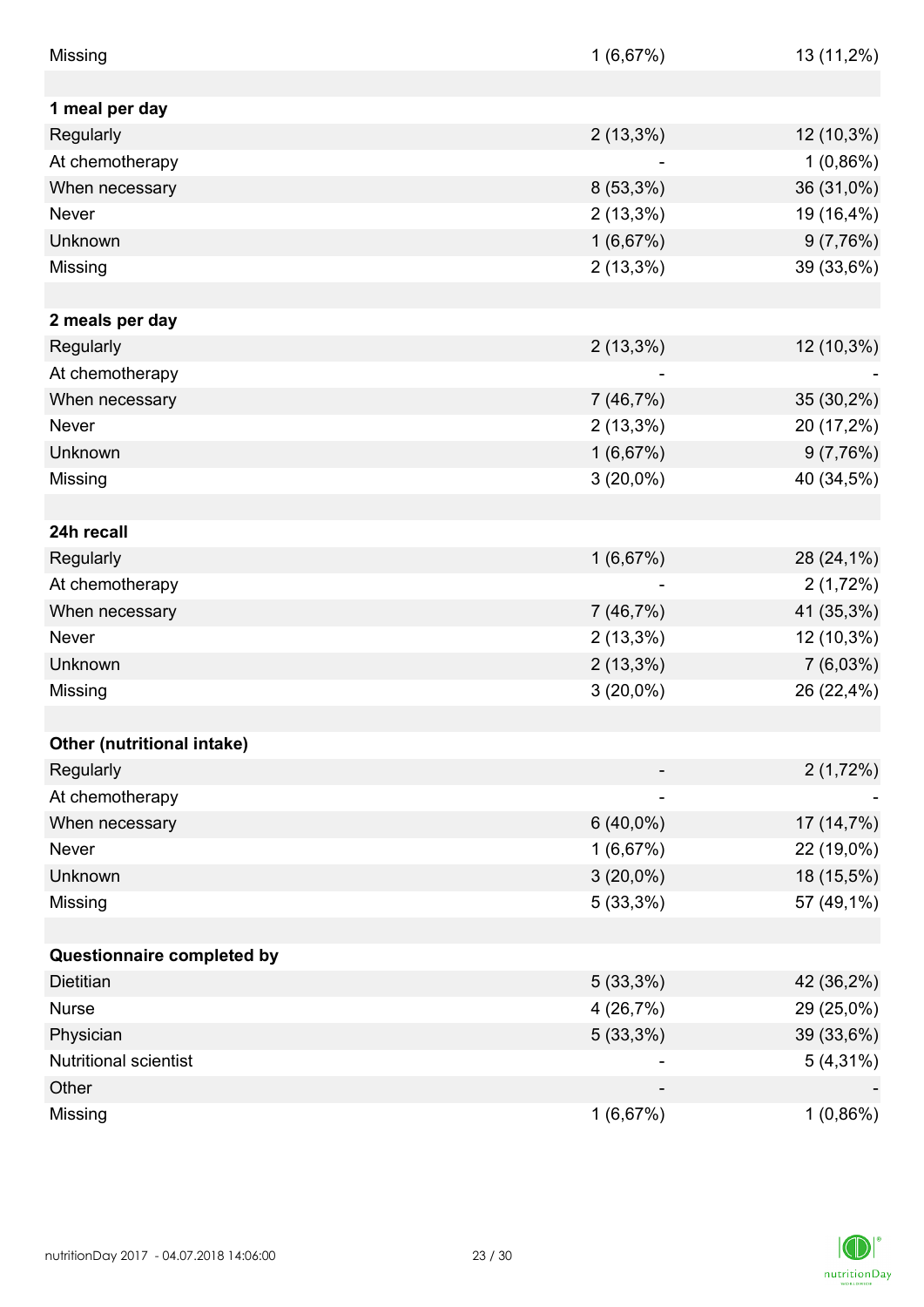| | | |
|---|---|---|
| Missing | 1 (6,67%) | 13 (11,2%) |
| | | |
| **1 meal per day** | | |
| Regularly | 2 (13,3%) | 12 (10,3%) |
| At chemotherapy | - | 1 (0,86%) |
| When necessary | 8 (53,3%) | 36 (31,0%) |
| Never | 2 (13,3%) | 19 (16,4%) |
| Unknown | 1 (6,67%) | 9 (7,76%) |
| Missing | 2 (13,3%) | 39 (33,6%) |
| | | |
| **2 meals per day** | | |
| Regularly | 2 (13,3%) | 12 (10,3%) |
| At chemotherapy | - | - |
| When necessary | 7 (46,7%) | 35 (30,2%) |
| Never | 2 (13,3%) | 20 (17,2%) |
| Unknown | 1 (6,67%) | 9 (7,76%) |
| Missing | 3 (20,0%) | 40 (34,5%) |
| | | |
| **24h recall** | | |
| Regularly | 1 (6,67%) | 28 (24,1%) |
| At chemotherapy | - | 2 (1,72%) |
| When necessary | 7 (46,7%) | 41 (35,3%) |
| Never | 2 (13,3%) | 12 (10,3%) |
| Unknown | 2 (13,3%) | 7 (6,03%) |
| Missing | 3 (20,0%) | 26 (22,4%) |
| | | |
| **Other (nutritional intake)** | | |
| Regularly | - | 2 (1,72%) |
| At chemotherapy | - | - |
| When necessary | 6 (40,0%) | 17 (14,7%) |
| Never | 1 (6,67%) | 22 (19,0%) |
| Unknown | 3 (20,0%) | 18 (15,5%) |
| Missing | 5 (33,3%) | 57 (49,1%) |
| | | |
| **Questionnaire completed by** | | |
| Dietitian | 5 (33,3%) | 42 (36,2%) |
| Nurse | 4 (26,7%) | 29 (25,0%) |
| Physician | 5 (33,3%) | 39 (33,6%) |
| Nutritional scientist | - | 5 (4,31%) |
| Other | - | - |
| Missing | 1 (6,67%) | 1 (0,86%) |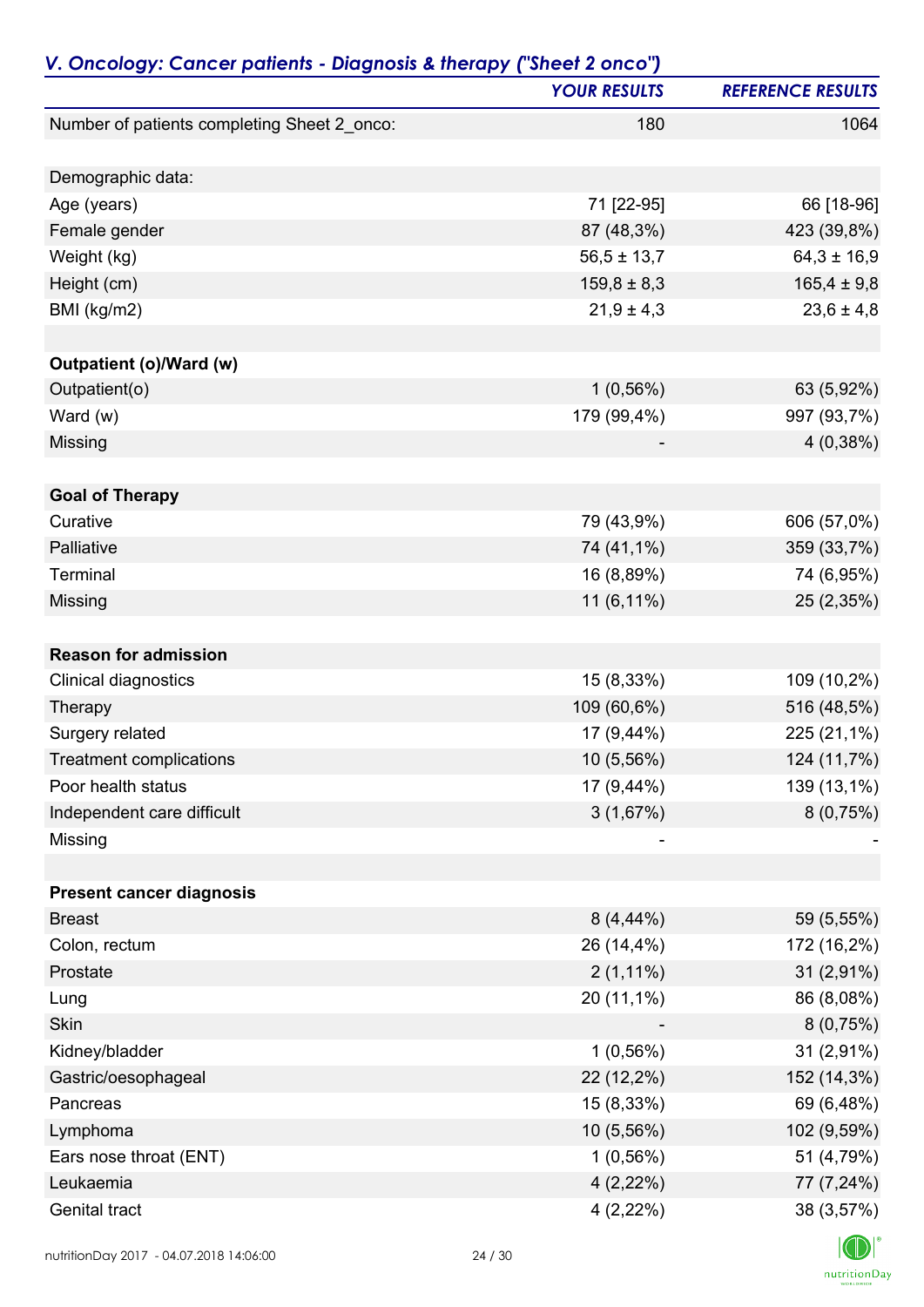## *V. Oncology: Cancer patients - Diagnosis & therapy ("Sheet 2 onco")*

| | *YOUR RESULTS* | *REFERENCE RESULTS* |
|---|---:|---:|
| Number of patients completing Sheet 2_onco: | 180 | 1064 |
| | | |
| Demographic data: | | |
| Age (years) | 71 [22-95] | 66 [18-96] |
| Female gender | 87 (48,3%) | 423 (39,8%) |
| Weight (kg) | 56,5 ± 13,7 | 64,3 ± 16,9 |
| Height (cm) | 159,8 ± 8,3 | 165,4 ± 9,8 |
| BMI (kg/m2) | 21,9 ± 4,3 | 23,6 ± 4,8 |
| | | |
| **Outpatient (o)/Ward (w)** | | |
| Outpatient(o) | 1 (0,56%) | 63 (5,92%) |
| Ward (w) | 179 (99,4%) | 997 (93,7%) |
| Missing | - | 4 (0,38%) |
| | | |
| **Goal of Therapy** | | |
| Curative | 79 (43,9%) | 606 (57,0%) |
| Palliative | 74 (41,1%) | 359 (33,7%) |
| Terminal | 16 (8,89%) | 74 (6,95%) |
| Missing | 11 (6,11%) | 25 (2,35%) |
| | | |
| **Reason for admission** | | |
| Clinical diagnostics | 15 (8,33%) | 109 (10,2%) |
| Therapy | 109 (60,6%) | 516 (48,5%) |
| Surgery related | 17 (9,44%) | 225 (21,1%) |
| Treatment complications | 10 (5,56%) | 124 (11,7%) |
| Poor health status | 17 (9,44%) | 139 (13,1%) |
| Independent care difficult | 3 (1,67%) | 8 (0,75%) |
| Missing | - | - |
| | | |
| **Present cancer diagnosis** | | |
| Breast | 8 (4,44%) | 59 (5,55%) |
| Colon, rectum | 26 (14,4%) | 172 (16,2%) |
| Prostate | 2 (1,11%) | 31 (2,91%) |
| Lung | 20 (11,1%) | 86 (8,08%) |
| Skin | - | 8 (0,75%) |
| Kidney/bladder | 1 (0,56%) | 31 (2,91%) |
| Gastric/oesophageal | 22 (12,2%) | 152 (14,3%) |
| Pancreas | 15 (8,33%) | 69 (6,48%) |
| Lymphoma | 10 (5,56%) | 102 (9,59%) |
| Ears nose throat (ENT) | 1 (0,56%) | 51 (4,79%) |
| Leukaemia | 4 (2,22%) | 77 (7,24%) |
| Genital tract | 4 (2,22%) | 38 (3,57%) |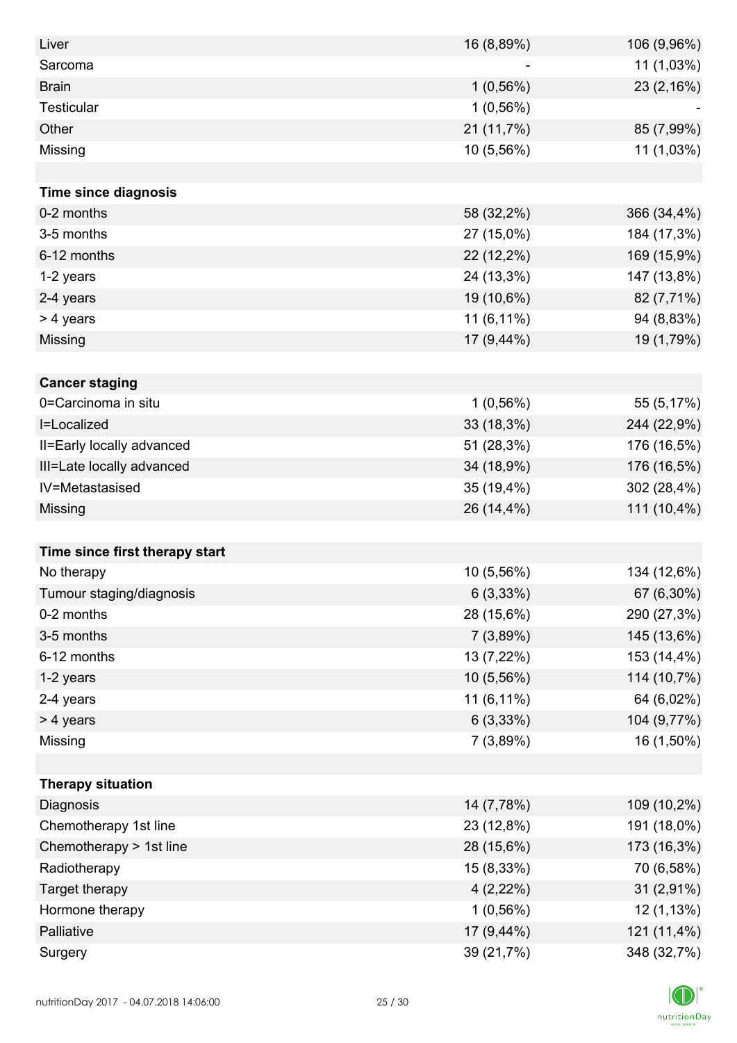| | | |
|---|---|---|
| Liver | 16 (8,89%) | 106 (9,96%) |
| Sarcoma | - | 11 (1,03%) |
| Brain | 1 (0,56%) | 23 (2,16%) |
| Testicular | 1 (0,56%) | - |
| Other | 21 (11,7%) | 85 (7,99%) |
| Missing | 10 (5,56%) | 11 (1,03%) |
| | | |
| **Time since diagnosis** | | |
| 0-2 months | 58 (32,2%) | 366 (34,4%) |
| 3-5 months | 27 (15,0%) | 184 (17,3%) |
| 6-12 months | 22 (12,2%) | 169 (15,9%) |
| 1-2 years | 24 (13,3%) | 147 (13,8%) |
| 2-4 years | 19 (10,6%) | 82 (7,71%) |
| > 4 years | 11 (6,11%) | 94 (8,83%) |
| Missing | 17 (9,44%) | 19 (1,79%) |
| | | |
| **Cancer staging** | | |
| 0=Carcinoma in situ | 1 (0,56%) | 55 (5,17%) |
| I=Localized | 33 (18,3%) | 244 (22,9%) |
| II=Early locally advanced | 51 (28,3%) | 176 (16,5%) |
| III=Late locally advanced | 34 (18,9%) | 176 (16,5%) |
| IV=Metastasised | 35 (19,4%) | 302 (28,4%) |
| Missing | 26 (14,4%) | 111 (10,4%) |
| | | |
| **Time since first therapy start** | | |
| No therapy | 10 (5,56%) | 134 (12,6%) |
| Tumour staging/diagnosis | 6 (3,33%) | 67 (6,30%) |
| 0-2 months | 28 (15,6%) | 290 (27,3%) |
| 3-5 months | 7 (3,89%) | 145 (13,6%) |
| 6-12 months | 13 (7,22%) | 153 (14,4%) |
| 1-2 years | 10 (5,56%) | 114 (10,7%) |
| 2-4 years | 11 (6,11%) | 64 (6,02%) |
| > 4 years | 6 (3,33%) | 104 (9,77%) |
| Missing | 7 (3,89%) | 16 (1,50%) |
| | | |
| **Therapy situation** | | |
| Diagnosis | 14 (7,78%) | 109 (10,2%) |
| Chemotherapy 1st line | 23 (12,8%) | 191 (18,0%) |
| Chemotherapy > 1st line | 28 (15,6%) | 173 (16,3%) |
| Radiotherapy | 15 (8,33%) | 70 (6,58%) |
| Target therapy | 4 (2,22%) | 31 (2,91%) |
| Hormone therapy | 1 (0,56%) | 12 (1,13%) |
| Palliative | 17 (9,44%) | 121 (11,4%) |
| Surgery | 39 (21,7%) | 348 (32,7%) |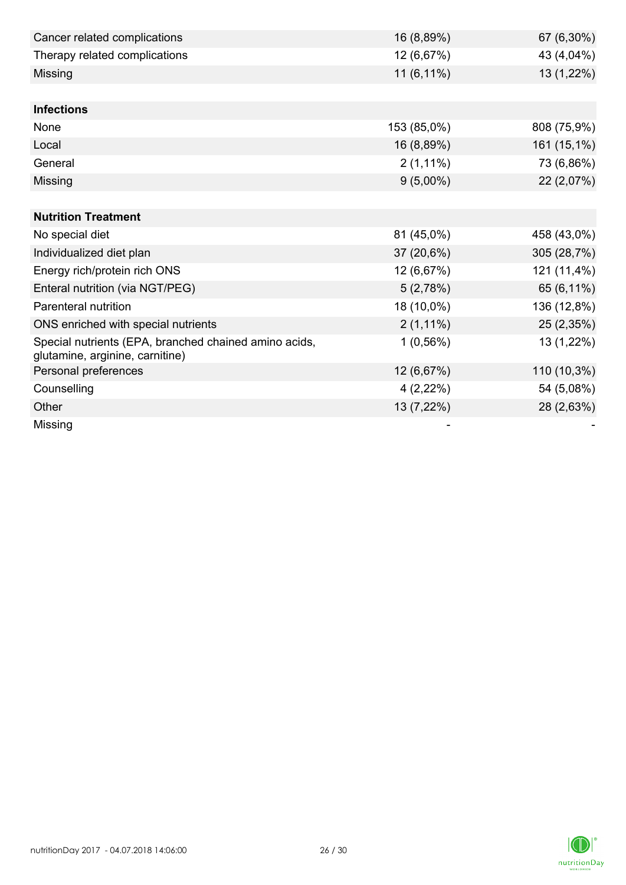| | | |
|---|---|---|
| Cancer related complications | 16 (8,89%) | 67 (6,30%) |
| Therapy related complications | 12 (6,67%) | 43 (4,04%) |
| Missing | 11 (6,11%) | 13 (1,22%) |
| | | |
| **Infections** | | |
| None | 153 (85,0%) | 808 (75,9%) |
| Local | 16 (8,89%) | 161 (15,1%) |
| General | 2 (1,11%) | 73 (6,86%) |
| Missing | 9 (5,00%) | 22 (2,07%) |
| | | |
| **Nutrition Treatment** | | |
| No special diet | 81 (45,0%) | 458 (43,0%) |
| Individualized diet plan | 37 (20,6%) | 305 (28,7%) |
| Energy rich/protein rich ONS | 12 (6,67%) | 121 (11,4%) |
| Enteral nutrition (via NGT/PEG) | 5 (2,78%) | 65 (6,11%) |
| Parenteral nutrition | 18 (10,0%) | 136 (12,8%) |
| ONS enriched with special nutrients | 2 (1,11%) | 25 (2,35%) |
| Special nutrients (EPA, branched chained amino acids, glutamine, arginine, carnitine) | 1 (0,56%) | 13 (1,22%) |
| Personal preferences | 12 (6,67%) | 110 (10,3%) |
| Counselling | 4 (2,22%) | 54 (5,08%) |
| Other | 13 (7,22%) | 28 (2,63%) |
| Missing | - | - |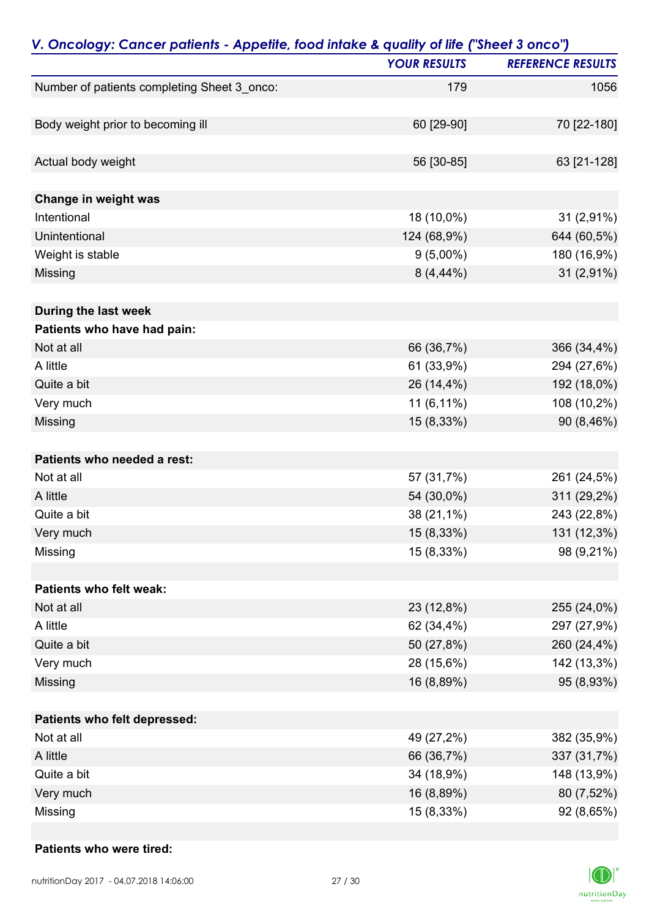## V. Oncology: Cancer patients - Appetite, food intake & quality of life ("Sheet 3 onco")

| | YOUR RESULTS | REFERENCE RESULTS |
|---|---|---|
| Number of patients completing Sheet 3_onco: | 179 | 1056 |
| | | |
| Body weight prior to becoming ill | 60 [29-90] | 70 [22-180] |
| | | |
| Actual body weight | 56 [30-85] | 63 [21-128] |
| | | |
| **Change in weight was** | | |
| Intentional | 18 (10,0%) | 31 (2,91%) |
| Unintentional | 124 (68,9%) | 644 (60,5%) |
| Weight is stable | 9 (5,00%) | 180 (16,9%) |
| Missing | 8 (4,44%) | 31 (2,91%) |
| | | |
| **During the last week** | | |
| **Patients who have had pain:** | | |
| Not at all | 66 (36,7%) | 366 (34,4%) |
| A little | 61 (33,9%) | 294 (27,6%) |
| Quite a bit | 26 (14,4%) | 192 (18,0%) |
| Very much | 11 (6,11%) | 108 (10,2%) |
| Missing | 15 (8,33%) | 90 (8,46%) |
| | | |
| **Patients who needed a rest:** | | |
| Not at all | 57 (31,7%) | 261 (24,5%) |
| A little | 54 (30,0%) | 311 (29,2%) |
| Quite a bit | 38 (21,1%) | 243 (22,8%) |
| Very much | 15 (8,33%) | 131 (12,3%) |
| Missing | 15 (8,33%) | 98 (9,21%) |
| | | |
| **Patients who felt weak:** | | |
| Not at all | 23 (12,8%) | 255 (24,0%) |
| A little | 62 (34,4%) | 297 (27,9%) |
| Quite a bit | 50 (27,8%) | 260 (24,4%) |
| Very much | 28 (15,6%) | 142 (13,3%) |
| Missing | 16 (8,89%) | 95 (8,93%) |
| | | |
| **Patients who felt depressed:** | | |
| Not at all | 49 (27,2%) | 382 (35,9%) |
| A little | 66 (36,7%) | 337 (31,7%) |
| Quite a bit | 34 (18,9%) | 148 (13,9%) |
| Very much | 16 (8,89%) | 80 (7,52%) |
| Missing | 15 (8,33%) | 92 (8,65%) |
| | | |
| **Patients who were tired:** | | |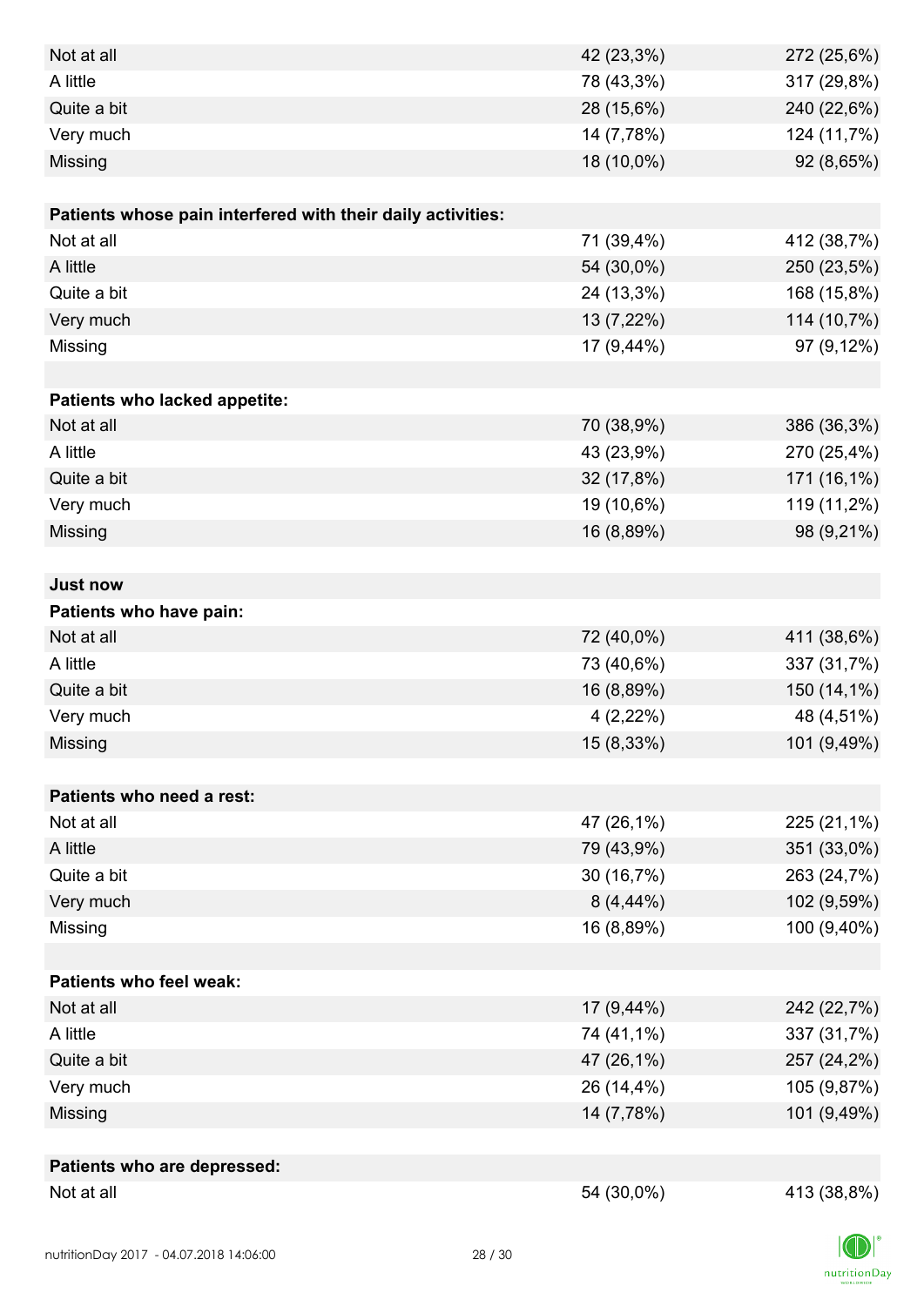| | | |
|---|---|---|
| Not at all | 42 (23,3%) | 272 (25,6%) |
| A little | 78 (43,3%) | 317 (29,8%) |
| Quite a bit | 28 (15,6%) | 240 (22,6%) |
| Very much | 14 (7,78%) | 124 (11,7%) |
| Missing | 18 (10,0%) | 92 (8,65%) |
| | | |
| **Patients whose pain interfered with their daily activities:** | | |
| Not at all | 71 (39,4%) | 412 (38,7%) |
| A little | 54 (30,0%) | 250 (23,5%) |
| Quite a bit | 24 (13,3%) | 168 (15,8%) |
| Very much | 13 (7,22%) | 114 (10,7%) |
| Missing | 17 (9,44%) | 97 (9,12%) |
| | | |
| **Patients who lacked appetite:** | | |
| Not at all | 70 (38,9%) | 386 (36,3%) |
| A little | 43 (23,9%) | 270 (25,4%) |
| Quite a bit | 32 (17,8%) | 171 (16,1%) |
| Very much | 19 (10,6%) | 119 (11,2%) |
| Missing | 16 (8,89%) | 98 (9,21%) |
| | | |
| **Just now** | | |
| **Patients who have pain:** | | |
| Not at all | 72 (40,0%) | 411 (38,6%) |
| A little | 73 (40,6%) | 337 (31,7%) |
| Quite a bit | 16 (8,89%) | 150 (14,1%) |
| Very much | 4 (2,22%) | 48 (4,51%) |
| Missing | 15 (8,33%) | 101 (9,49%) |
| | | |
| **Patients who need a rest:** | | |
| Not at all | 47 (26,1%) | 225 (21,1%) |
| A little | 79 (43,9%) | 351 (33,0%) |
| Quite a bit | 30 (16,7%) | 263 (24,7%) |
| Very much | 8 (4,44%) | 102 (9,59%) |
| Missing | 16 (8,89%) | 100 (9,40%) |
| | | |
| **Patients who feel weak:** | | |
| Not at all | 17 (9,44%) | 242 (22,7%) |
| A little | 74 (41,1%) | 337 (31,7%) |
| Quite a bit | 47 (26,1%) | 257 (24,2%) |
| Very much | 26 (14,4%) | 105 (9,87%) |
| Missing | 14 (7,78%) | 101 (9,49%) |
| | | |
| **Patients who are depressed:** | | |
| Not at all | 54 (30,0%) | 413 (38,8%) |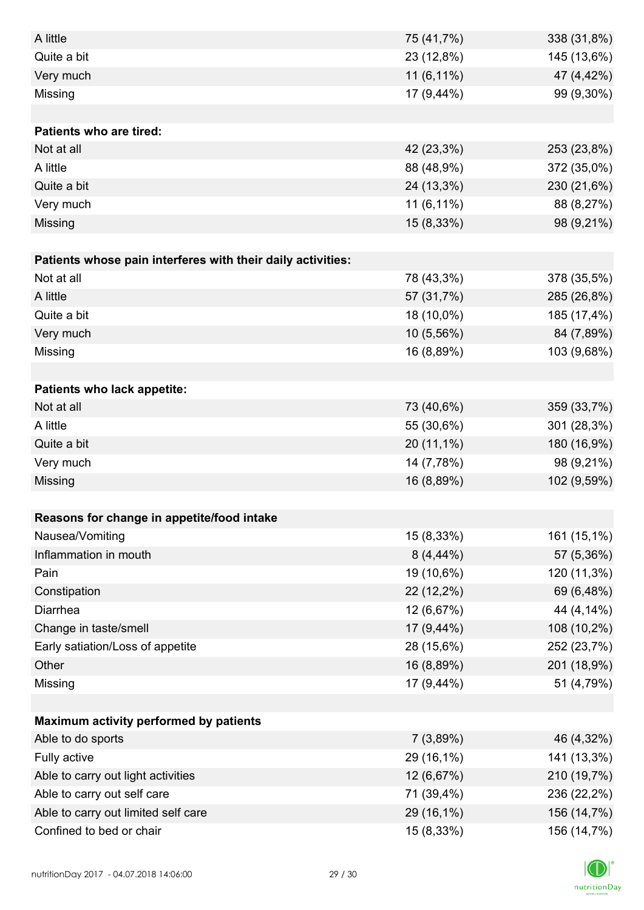| | | |
|---|---|---|
| A little | 75 (41,7%) | 338 (31,8%) |
| Quite a bit | 23 (12,8%) | 145 (13,6%) |
| Very much | 11 (6,11%) | 47 (4,42%) |
| Missing | 17 (9,44%) | 99 (9,30%) |
| | | |
| **Patients who are tired:** | | |
| Not at all | 42 (23,3%) | 253 (23,8%) |
| A little | 88 (48,9%) | 372 (35,0%) |
| Quite a bit | 24 (13,3%) | 230 (21,6%) |
| Very much | 11 (6,11%) | 88 (8,27%) |
| Missing | 15 (8,33%) | 98 (9,21%) |
| | | |
| **Patients whose pain interferes with their daily activities:** | | |
| Not at all | 78 (43,3%) | 378 (35,5%) |
| A little | 57 (31,7%) | 285 (26,8%) |
| Quite a bit | 18 (10,0%) | 185 (17,4%) |
| Very much | 10 (5,56%) | 84 (7,89%) |
| Missing | 16 (8,89%) | 103 (9,68%) |
| | | |
| **Patients who lack appetite:** | | |
| Not at all | 73 (40,6%) | 359 (33,7%) |
| A little | 55 (30,6%) | 301 (28,3%) |
| Quite a bit | 20 (11,1%) | 180 (16,9%) |
| Very much | 14 (7,78%) | 98 (9,21%) |
| Missing | 16 (8,89%) | 102 (9,59%) |
| | | |
| **Reasons for change in appetite/food intake** | | |
| Nausea/Vomiting | 15 (8,33%) | 161 (15,1%) |
| Inflammation in mouth | 8 (4,44%) | 57 (5,36%) |
| Pain | 19 (10,6%) | 120 (11,3%) |
| Constipation | 22 (12,2%) | 69 (6,48%) |
| Diarrhea | 12 (6,67%) | 44 (4,14%) |
| Change in taste/smell | 17 (9,44%) | 108 (10,2%) |
| Early satiation/Loss of appetite | 28 (15,6%) | 252 (23,7%) |
| Other | 16 (8,89%) | 201 (18,9%) |
| Missing | 17 (9,44%) | 51 (4,79%) |
| | | |
| **Maximum activity performed by patients** | | |
| Able to do sports | 7 (3,89%) | 46 (4,32%) |
| Fully active | 29 (16,1%) | 141 (13,3%) |
| Able to carry out light activities | 12 (6,67%) | 210 (19,7%) |
| Able to carry out self care | 71 (39,4%) | 236 (22,2%) |
| Able to carry out limited self care | 29 (16,1%) | 156 (14,7%) |
| Confined to bed or chair | 15 (8,33%) | 156 (14,7%) |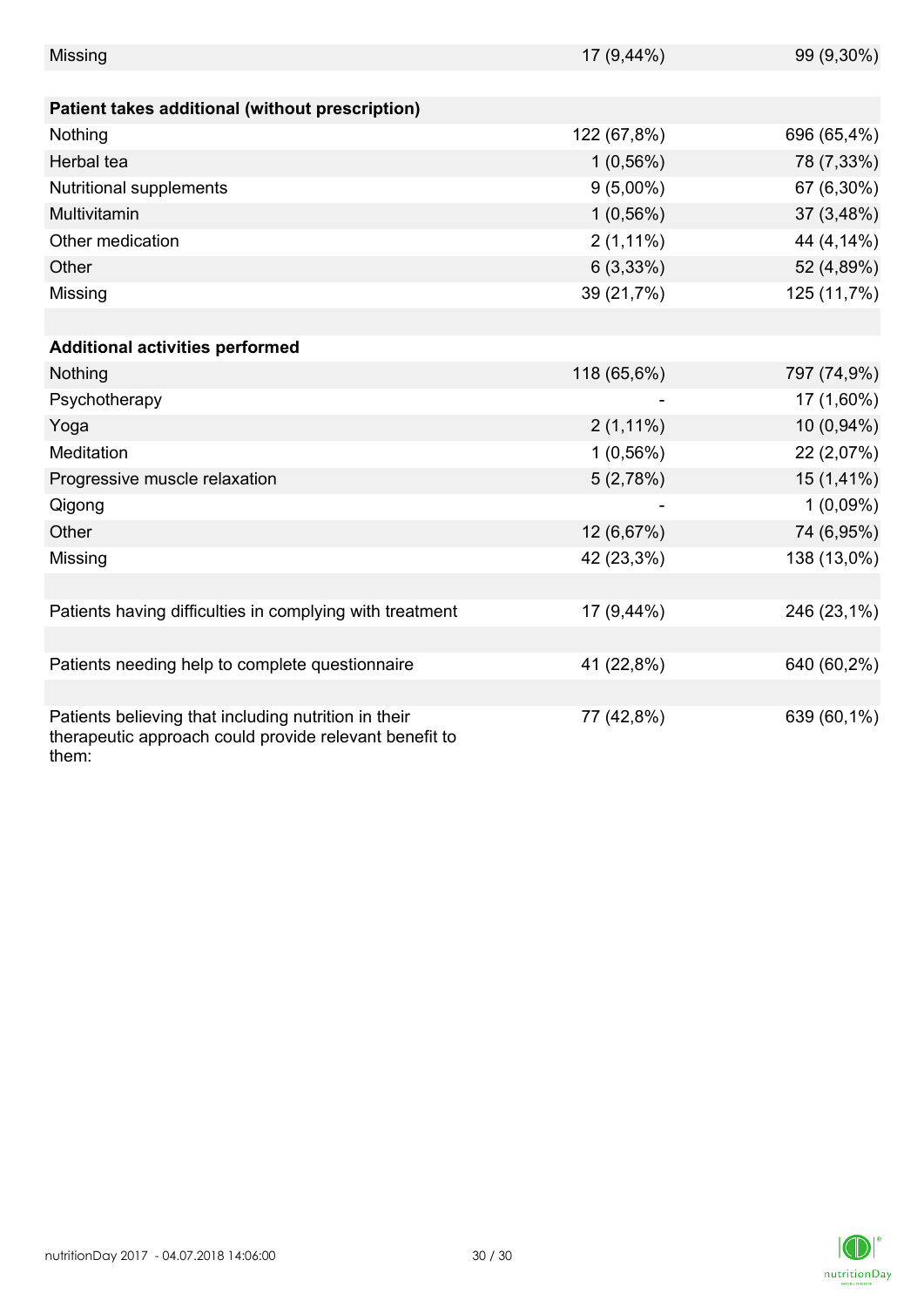| | | |
|---|---|---|
| Missing | 17 (9,44%) | 99 (9,30%) |
| | | |
| **Patient takes additional (without prescription)** | | |
| Nothing | 122 (67,8%) | 696 (65,4%) |
| Herbal tea | 1 (0,56%) | 78 (7,33%) |
| Nutritional supplements | 9 (5,00%) | 67 (6,30%) |
| Multivitamin | 1 (0,56%) | 37 (3,48%) |
| Other medication | 2 (1,11%) | 44 (4,14%) |
| Other | 6 (3,33%) | 52 (4,89%) |
| Missing | 39 (21,7%) | 125 (11,7%) |
| | | |
| **Additional activities performed** | | |
| Nothing | 118 (65,6%) | 797 (74,9%) |
| Psychotherapy | - | 17 (1,60%) |
| Yoga | 2 (1,11%) | 10 (0,94%) |
| Meditation | 1 (0,56%) | 22 (2,07%) |
| Progressive muscle relaxation | 5 (2,78%) | 15 (1,41%) |
| Qigong | - | 1 (0,09%) |
| Other | 12 (6,67%) | 74 (6,95%) |
| Missing | 42 (23,3%) | 138 (13,0%) |
| | | |
| Patients having difficulties in complying with treatment | 17 (9,44%) | 246 (23,1%) |
| | | |
| Patients needing help to complete questionnaire | 41 (22,8%) | 640 (60,2%) |
| | | |
| Patients believing that including nutrition in their therapeutic approach could provide relevant benefit to them: | 77 (42,8%) | 639 (60,1%) |